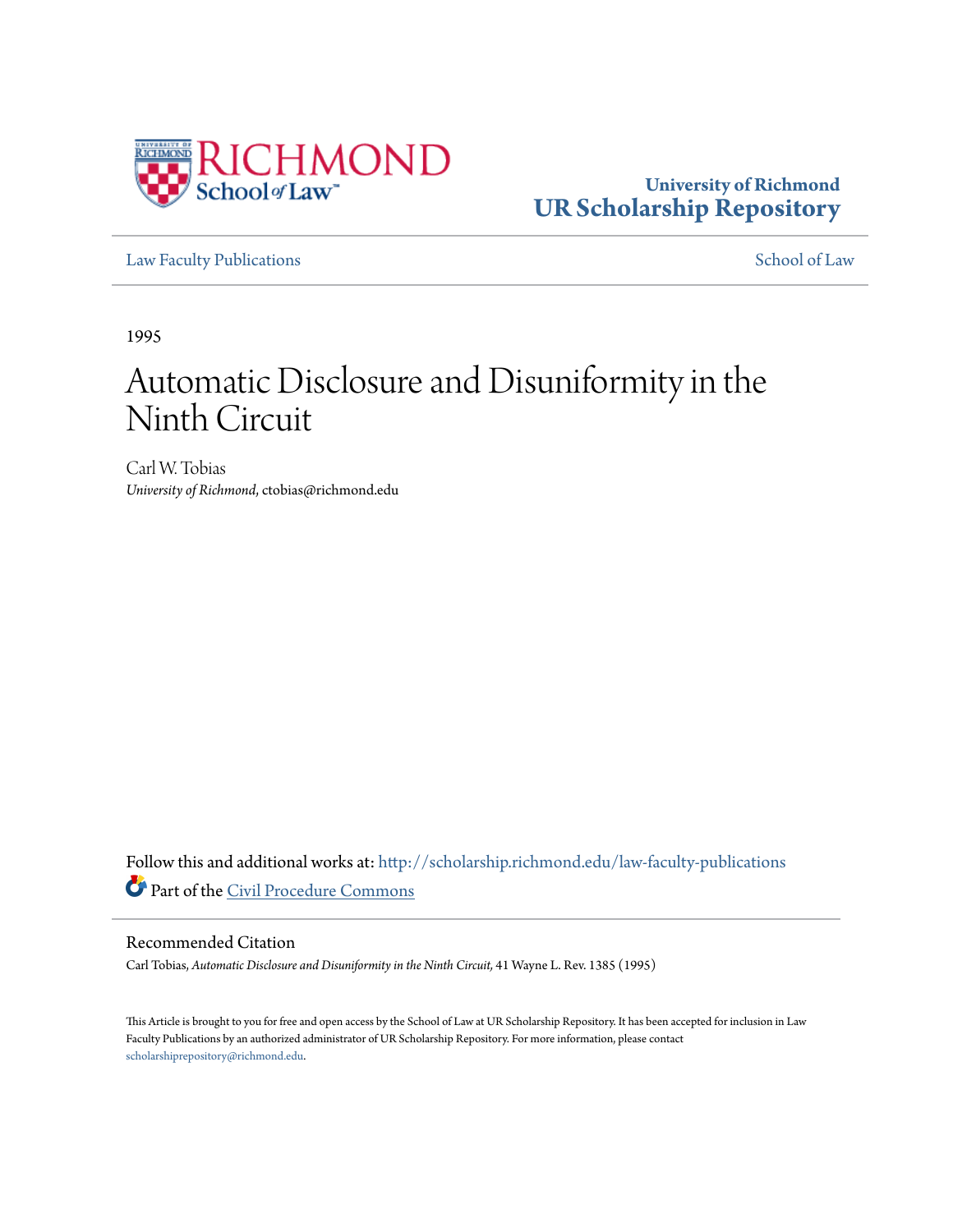University of Richmond
UR Scholarship Repository

Law Faculty Publications | School of Law

1995

# Automatic Disclosure and Disuniformity in the Ninth Circuit

Carl W. Tobias
*University of Richmond*, ctobias@richmond.edu

Follow this and additional works at: http://scholarship.richmond.edu/law-faculty-publications
Part of the Civil Procedure Commons

## Recommended Citation

Carl Tobias, *Automatic Disclosure and Disuniformity in the Ninth Circuit,* 41 Wayne L. Rev. 1385 (1995)

This Article is brought to you for free and open access by the School of Law at UR Scholarship Repository. It has been accepted for inclusion in Law Faculty Publications by an authorized administrator of UR Scholarship Repository. For more information, please contact scholarshiprepository@richmond.edu.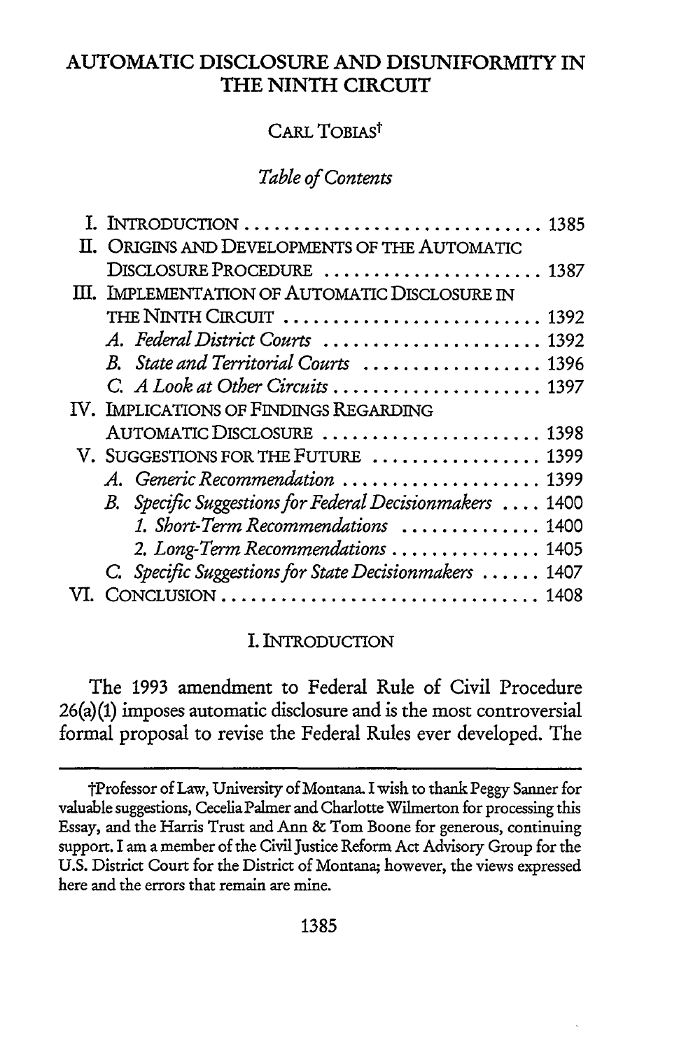# AUTOMATIC DISCLOSURE AND DISUNIFORMITY IN THE NINTH CIRCUIT

CARL TOBIAS[†]

*Table of Contents*

| | |
|---|---|
| I. INTRODUCTION | 1385 |
| II. ORIGINS AND DEVELOPMENTS OF THE AUTOMATIC DISCLOSURE PROCEDURE | 1387 |
| III. IMPLEMENTATION OF AUTOMATIC DISCLOSURE IN THE NINTH CIRCUIT | 1392 |
| *A. Federal District Courts* | 1392 |
| *B. State and Territorial Courts* | 1396 |
| *C. A Look at Other Circuits* | 1397 |
| IV. IMPLICATIONS OF FINDINGS REGARDING AUTOMATIC DISCLOSURE | 1398 |
| V. SUGGESTIONS FOR THE FUTURE | 1399 |
| *A. Generic Recommendation* | 1399 |
| *B. Specific Suggestions for Federal Decisionmakers* | 1400 |
| *1. Short-Term Recommendations* | 1400 |
| *2. Long-Term Recommendations* | 1405 |
| *C. Specific Suggestions for State Decisionmakers* | 1407 |
| VI. CONCLUSION | 1408 |

## I. INTRODUCTION

The 1993 amendment to Federal Rule of Civil Procedure 26(a)(1) imposes automatic disclosure and is the most controversial formal proposal to revise the Federal Rules ever developed. The

---

†Professor of Law, University of Montana. I wish to thank Peggy Sanner for valuable suggestions, Cecelia Palmer and Charlotte Wilmerton for processing this Essay, and the Harris Trust and Ann & Tom Boone for generous, continuing support. I am a member of the Civil Justice Reform Act Advisory Group for the U.S. District Court for the District of Montana; however, the views expressed here and the errors that remain are mine.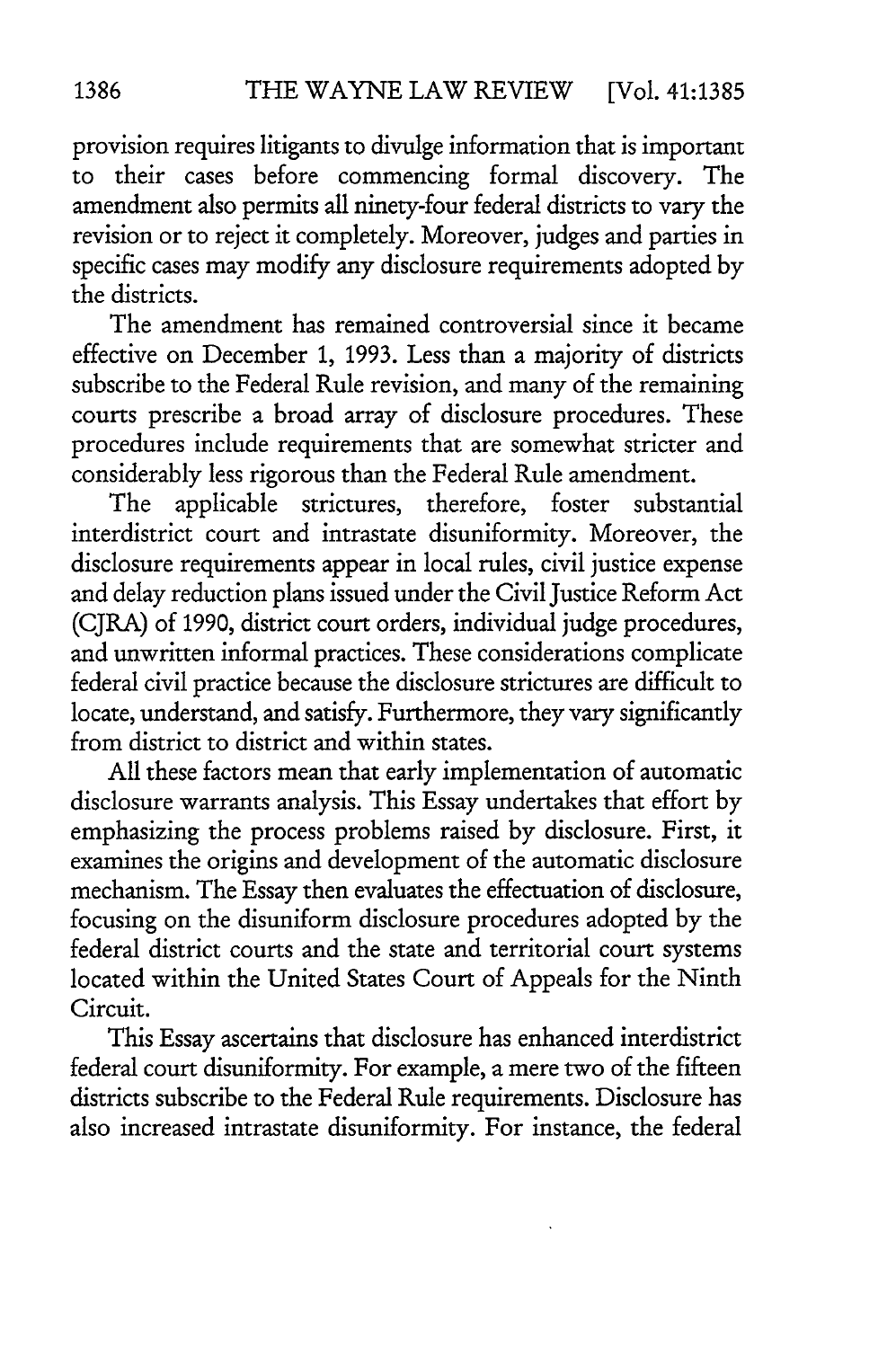provision requires litigants to divulge information that is important to their cases before commencing formal discovery. The amendment also permits all ninety-four federal districts to vary the revision or to reject it completely. Moreover, judges and parties in specific cases may modify any disclosure requirements adopted by the districts.

The amendment has remained controversial since it became effective on December 1, 1993. Less than a majority of districts subscribe to the Federal Rule revision, and many of the remaining courts prescribe a broad array of disclosure procedures. These procedures include requirements that are somewhat stricter and considerably less rigorous than the Federal Rule amendment.

The applicable strictures, therefore, foster substantial interdistrict court and intrastate disuniformity. Moreover, the disclosure requirements appear in local rules, civil justice expense and delay reduction plans issued under the Civil Justice Reform Act (CJRA) of 1990, district court orders, individual judge procedures, and unwritten informal practices. These considerations complicate federal civil practice because the disclosure strictures are difficult to locate, understand, and satisfy. Furthermore, they vary significantly from district to district and within states.

All these factors mean that early implementation of automatic disclosure warrants analysis. This Essay undertakes that effort by emphasizing the process problems raised by disclosure. First, it examines the origins and development of the automatic disclosure mechanism. The Essay then evaluates the effectuation of disclosure, focusing on the disuniform disclosure procedures adopted by the federal district courts and the state and territorial court systems located within the United States Court of Appeals for the Ninth Circuit.

This Essay ascertains that disclosure has enhanced interdistrict federal court disuniformity. For example, a mere two of the fifteen districts subscribe to the Federal Rule requirements. Disclosure has also increased intrastate disuniformity. For instance, the federal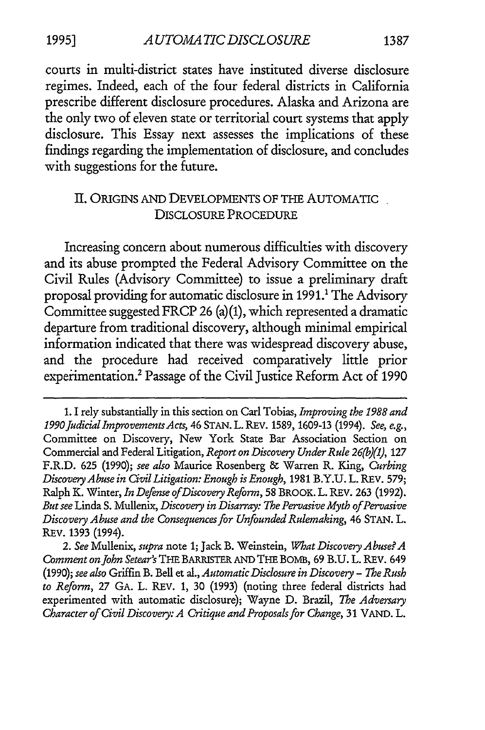courts in multi-district states have instituted diverse disclosure regimes. Indeed, each of the four federal districts in California prescribe different disclosure procedures. Alaska and Arizona are the only two of eleven state or territorial court systems that apply disclosure. This Essay next assesses the implications of these findings regarding the implementation of disclosure, and concludes with suggestions for the future.

## II. ORIGINS AND DEVELOPMENTS OF THE AUTOMATIC DISCLOSURE PROCEDURE

Increasing concern about numerous difficulties with discovery and its abuse prompted the Federal Advisory Committee on the Civil Rules (Advisory Committee) to issue a preliminary draft proposal providing for automatic disclosure in 1991.[1] The Advisory Committee suggested FRCP 26 (a)(1), which represented a dramatic departure from traditional discovery, although minimal empirical information indicated that there was widespread discovery abuse, and the procedure had received comparatively little prior experimentation.[2] Passage of the Civil Justice Reform Act of 1990

---

1. I rely substantially in this section on Carl Tobias, *Improving the 1988 and 1990 Judicial Improvements Acts*, 46 STAN. L. REV. 1589, 1609-13 (1994). *See, e.g.*, Committee on Discovery, New York State Bar Association Section on Commercial and Federal Litigation, *Report on Discovery Under Rule 26(b)(1)*, 127 F.R.D. 625 (1990); *see also* Maurice Rosenberg & Warren R. King, *Curbing Discovery Abuse in Civil Litigation: Enough is Enough*, 1981 B.Y.U. L. REV. 579; Ralph K. Winter, *In Defense of Discovery Reform*, 58 BROOK. L. REV. 263 (1992). *But see* Linda S. Mullenix, *Discovery in Disarray: The Pervasive Myth of Pervasive Discovery Abuse and the Consequences for Unfounded Rulemaking*, 46 STAN. L. REV. 1393 (1994).

2. *See* Mullenix, *supra* note 1; Jack B. Weinstein, *What Discovery Abuse? A Comment on John Setear's* THE BARRISTER AND THE BOMB, 69 B.U. L. REV. 649 (1990); *see also* Griffin B. Bell et al., *Automatic Disclosure in Discovery – The Rush to Reform*, 27 GA. L. REV. 1, 30 (1993) (noting three federal districts had experimented with automatic disclosure); Wayne D. Brazil, *The Adversary Character of Civil Discovery: A Critique and Proposals for Change*, 31 VAND. L.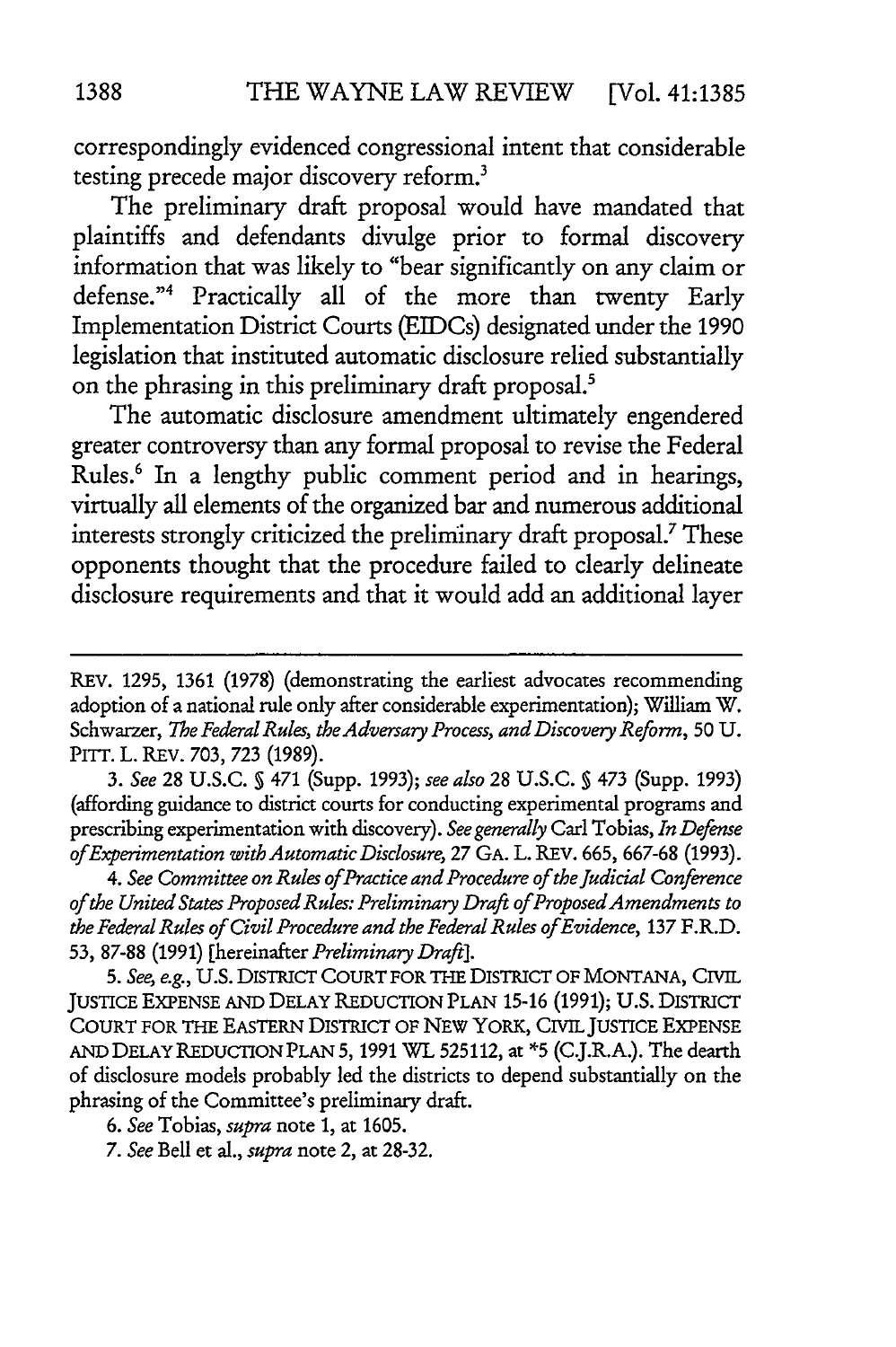correspondingly evidenced congressional intent that considerable testing precede major discovery reform.[3]

The preliminary draft proposal would have mandated that plaintiffs and defendants divulge prior to formal discovery information that was likely to "bear significantly on any claim or defense."[4] Practically all of the more than twenty Early Implementation District Courts (EIDCs) designated under the 1990 legislation that instituted automatic disclosure relied substantially on the phrasing in this preliminary draft proposal.[5]

The automatic disclosure amendment ultimately engendered greater controversy than any formal proposal to revise the Federal Rules.[6] In a lengthy public comment period and in hearings, virtually all elements of the organized bar and numerous additional interests strongly criticized the preliminary draft proposal.[7] These opponents thought that the procedure failed to clearly delineate disclosure requirements and that it would add an additional layer

---

REV. 1295, 1361 (1978) (demonstrating the earliest advocates recommending adoption of a national rule only after considerable experimentation); William W. Schwarzer, *The Federal Rules, the Adversary Process, and Discovery Reform*, 50 U. PITT. L. REV. 703, 723 (1989).

3. *See* 28 U.S.C. § 471 (Supp. 1993); *see also* 28 U.S.C. § 473 (Supp. 1993) (affording guidance to district courts for conducting experimental programs and prescribing experimentation with discovery). *See generally* Carl Tobias, *In Defense of Experimentation with Automatic Disclosure*, 27 GA. L. REV. 665, 667-68 (1993).

4. *See Committee on Rules of Practice and Procedure of the Judicial Conference of the United States Proposed Rules: Preliminary Draft of Proposed Amendments to the Federal Rules of Civil Procedure and the Federal Rules of Evidence*, 137 F.R.D. 53, 87-88 (1991) [hereinafter *Preliminary Draft*].

5. *See, e.g.*, U.S. DISTRICT COURT FOR THE DISTRICT OF MONTANA, CIVIL JUSTICE EXPENSE AND DELAY REDUCTION PLAN 15-16 (1991); U.S. DISTRICT COURT FOR THE EASTERN DISTRICT OF NEW YORK, CIVIL JUSTICE EXPENSE AND DELAY REDUCTION PLAN 5, 1991 WL 525112, at *5 (C.J.R.A.). The dearth of disclosure models probably led the districts to depend substantially on the phrasing of the Committee's preliminary draft.

6. *See* Tobias, *supra* note 1, at 1605.

7. *See* Bell et al., *supra* note 2, at 28-32.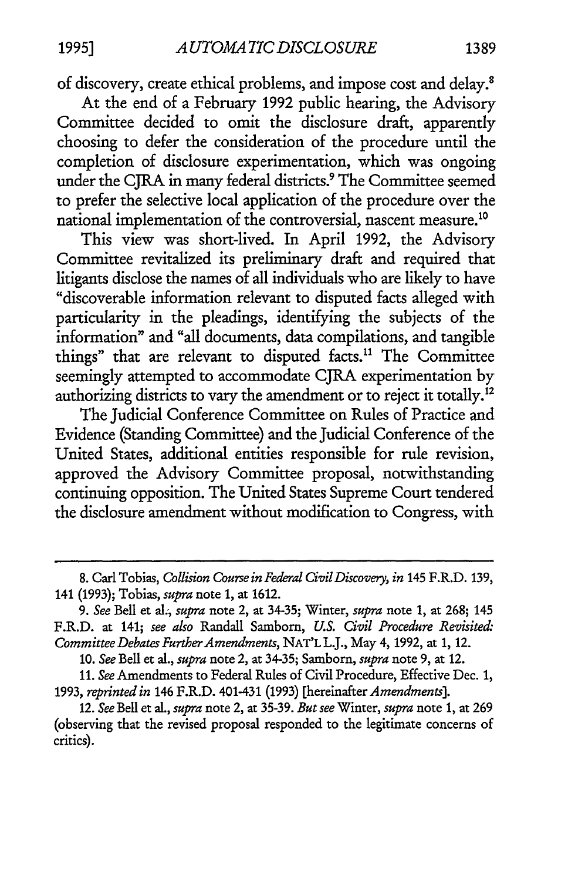of discovery, create ethical problems, and impose cost and delay.[8]

At the end of a February 1992 public hearing, the Advisory Committee decided to omit the disclosure draft, apparently choosing to defer the consideration of the procedure until the completion of disclosure experimentation, which was ongoing under the CJRA in many federal districts.[9] The Committee seemed to prefer the selective local application of the procedure over the national implementation of the controversial, nascent measure.[10]

This view was short-lived. In April 1992, the Advisory Committee revitalized its preliminary draft and required that litigants disclose the names of all individuals who are likely to have "discoverable information relevant to disputed facts alleged with particularity in the pleadings, identifying the subjects of the information" and "all documents, data compilations, and tangible things" that are relevant to disputed facts.[11] The Committee seemingly attempted to accommodate CJRA experimentation by authorizing districts to vary the amendment or to reject it totally.[12]

The Judicial Conference Committee on Rules of Practice and Evidence (Standing Committee) and the Judicial Conference of the United States, additional entities responsible for rule revision, approved the Advisory Committee proposal, notwithstanding continuing opposition. The United States Supreme Court tendered the disclosure amendment without modification to Congress, with

---

8. Carl Tobias, *Collision Course in Federal Civil Discovery*, *in* 145 F.R.D. 139, 141 (1993); Tobias, *supra* note 1, at 1612.

9. *See* Bell et al., *supra* note 2, at 34-35; Winter, *supra* note 1, at 268; 145 F.R.D. at 141; *see also* Randall Samborn, *U.S. Civil Procedure Revisited: Committee Debates Further Amendments*, NAT'L L.J., May 4, 1992, at 1, 12.

10. *See* Bell et al., *supra* note 2, at 34-35; Samborn, *supra* note 9, at 12.

11. *See* Amendments to Federal Rules of Civil Procedure, Effective Dec. 1, 1993, *reprinted in* 146 F.R.D. 401-431 (1993) [hereinafter *Amendments*].

12. *See* Bell et al., *supra* note 2, at 35-39. *But see* Winter, *supra* note 1, at 269 (observing that the revised proposal responded to the legitimate concerns of critics).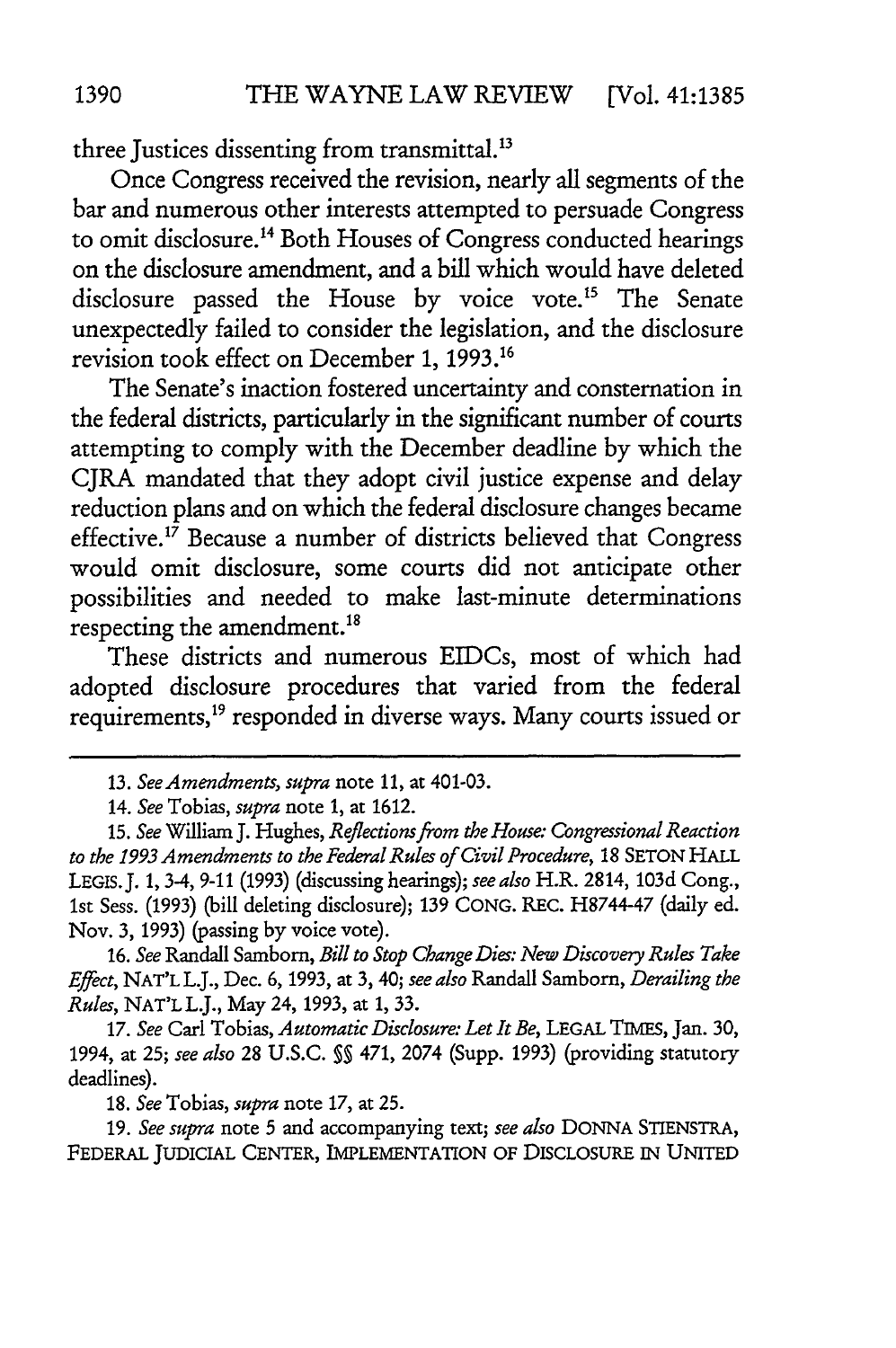three Justices dissenting from transmittal.[13]

Once Congress received the revision, nearly all segments of the bar and numerous other interests attempted to persuade Congress to omit disclosure.[14] Both Houses of Congress conducted hearings on the disclosure amendment, and a bill which would have deleted disclosure passed the House by voice vote.[15] The Senate unexpectedly failed to consider the legislation, and the disclosure revision took effect on December 1, 1993.[16]

The Senate's inaction fostered uncertainty and consternation in the federal districts, particularly in the significant number of courts attempting to comply with the December deadline by which the CJRA mandated that they adopt civil justice expense and delay reduction plans and on which the federal disclosure changes became effective.[17] Because a number of districts believed that Congress would omit disclosure, some courts did not anticipate other possibilities and needed to make last-minute determinations respecting the amendment.[18]

These districts and numerous EIDCs, most of which had adopted disclosure procedures that varied from the federal requirements,[19] responded in diverse ways. Many courts issued or

---

13. *See Amendments, supra* note 11, at 401-03.

14. *See* Tobias, *supra* note 1, at 1612.

15. *See* William J. Hughes, *Reflections from the House: Congressional Reaction to the 1993 Amendments to the Federal Rules of Civil Procedure*, 18 SETON HALL LEGIS. J. 1, 3-4, 9-11 (1993) (discussing hearings); *see also* H.R. 2814, 103d Cong., 1st Sess. (1993) (bill deleting disclosure); 139 CONG. REC. H8744-47 (daily ed. Nov. 3, 1993) (passing by voice vote).

16. *See* Randall Samborn, *Bill to Stop Change Dies: New Discovery Rules Take Effect*, NAT'L L.J., Dec. 6, 1993, at 3, 40; *see also* Randall Samborn, *Derailing the Rules*, NAT'L L.J., May 24, 1993, at 1, 33.

17. *See* Carl Tobias, *Automatic Disclosure: Let It Be*, LEGAL TIMES, Jan. 30, 1994, at 25; *see also* 28 U.S.C. §§ 471, 2074 (Supp. 1993) (providing statutory deadlines).

18. *See* Tobias, *supra* note 17, at 25.

19. *See supra* note 5 and accompanying text; *see also* DONNA STIENSTRA, FEDERAL JUDICIAL CENTER, IMPLEMENTATION OF DISCLOSURE IN UNITED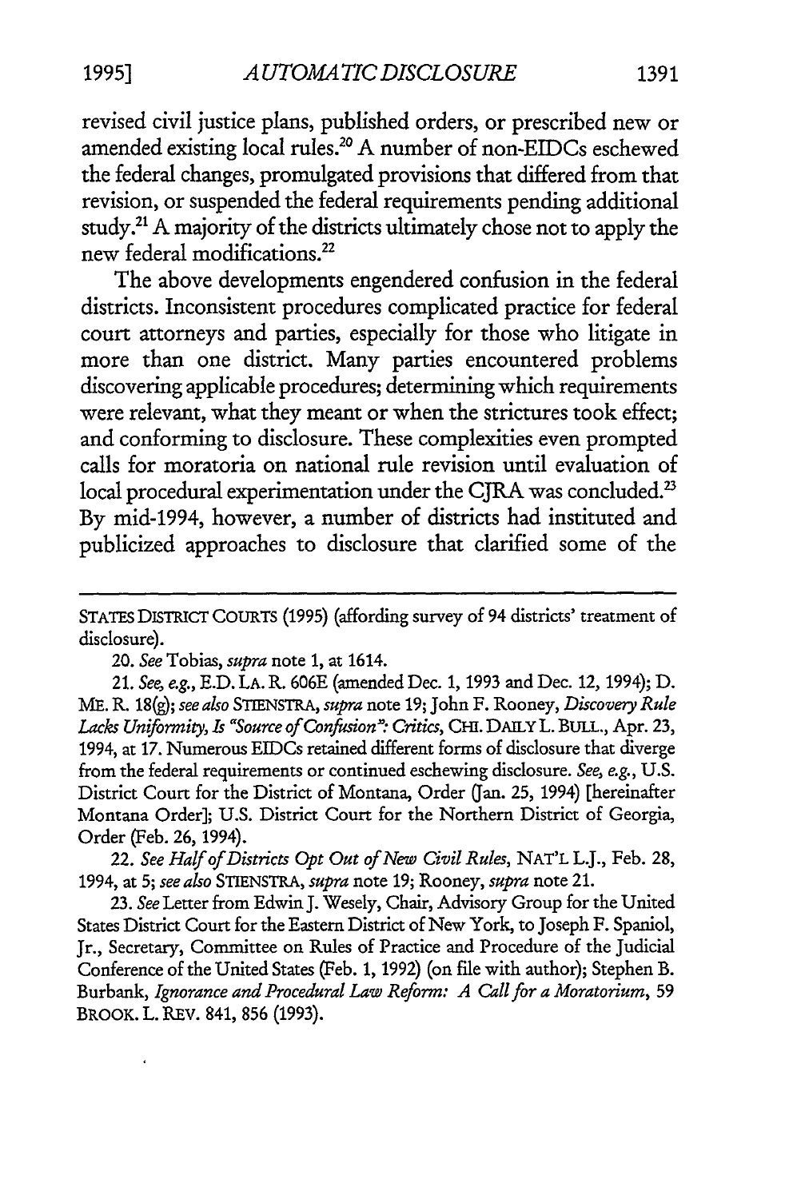revised civil justice plans, published orders, or prescribed new or amended existing local rules.[20] A number of non-EIDCs eschewed the federal changes, promulgated provisions that differed from that revision, or suspended the federal requirements pending additional study.[21] A majority of the districts ultimately chose not to apply the new federal modifications.[22]

The above developments engendered confusion in the federal districts. Inconsistent procedures complicated practice for federal court attorneys and parties, especially for those who litigate in more than one district. Many parties encountered problems discovering applicable procedures; determining which requirements were relevant, what they meant or when the strictures took effect; and conforming to disclosure. These complexities even prompted calls for moratoria on national rule revision until evaluation of local procedural experimentation under the CJRA was concluded.[23] By mid-1994, however, a number of districts had instituted and publicized approaches to disclosure that clarified some of the

---

STATES DISTRICT COURTS (1995) (affording survey of 94 districts' treatment of disclosure).

20. *See* Tobias, *supra* note 1, at 1614.

21. *See, e.g.*, E.D. LA. R. 606E (amended Dec. 1, 1993 and Dec. 12, 1994); D. ME. R. 18(g); *see also* STIENSTRA, *supra* note 19; John F. Rooney, *Discovery Rule Lacks Uniformity, Is "Source of Confusion": Critics*, CHI. DAILY L. BULL., Apr. 23, 1994, at 17. Numerous EIDCs retained different forms of disclosure that diverge from the federal requirements or continued eschewing disclosure. *See, e.g.*, U.S. District Court for the District of Montana, Order (Jan. 25, 1994) [hereinafter Montana Order]; U.S. District Court for the Northern District of Georgia, Order (Feb. 26, 1994).

22. *See Half of Districts Opt Out of New Civil Rules*, NAT'L L.J., Feb. 28, 1994, at 5; *see also* STIENSTRA, *supra* note 19; Rooney, *supra* note 21.

23. *See* Letter from Edwin J. Wesely, Chair, Advisory Group for the United States District Court for the Eastern District of New York, to Joseph F. Spaniol, Jr., Secretary, Committee on Rules of Practice and Procedure of the Judicial Conference of the United States (Feb. 1, 1992) (on file with author); Stephen B. Burbank, *Ignorance and Procedural Law Reform: A Call for a Moratorium*, 59 BROOK. L. REV. 841, 856 (1993).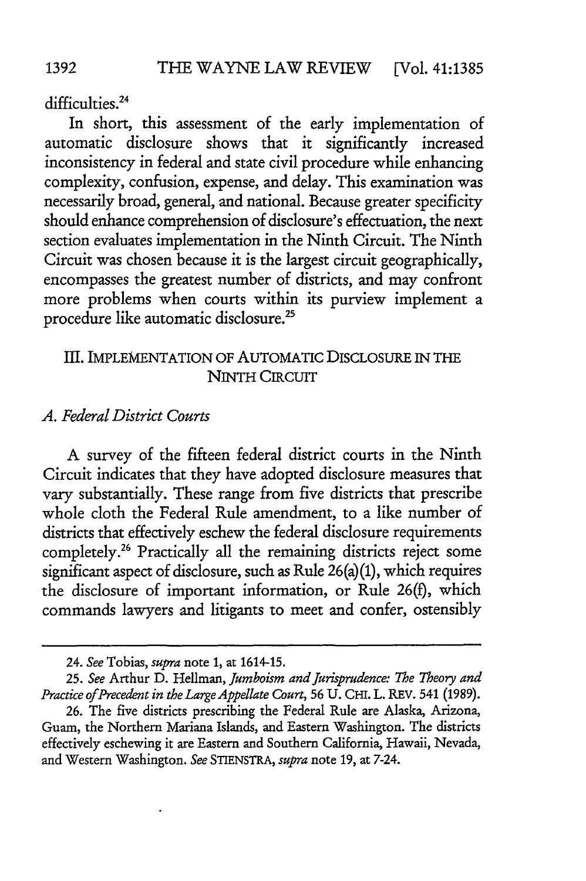difficulties.[24]

In short, this assessment of the early implementation of automatic disclosure shows that it significantly increased inconsistency in federal and state civil procedure while enhancing complexity, confusion, expense, and delay. This examination was necessarily broad, general, and national. Because greater specificity should enhance comprehension of disclosure's effectuation, the next section evaluates implementation in the Ninth Circuit. The Ninth Circuit was chosen because it is the largest circuit geographically, encompasses the greatest number of districts, and may confront more problems when courts within its purview implement a procedure like automatic disclosure.[25]

## III. IMPLEMENTATION OF AUTOMATIC DISCLOSURE IN THE NINTH CIRCUIT

### *A. Federal District Courts*

A survey of the fifteen federal district courts in the Ninth Circuit indicates that they have adopted disclosure measures that vary substantially. These range from five districts that prescribe whole cloth the Federal Rule amendment, to a like number of districts that effectively eschew the federal disclosure requirements completely.[26] Practically all the remaining districts reject some significant aspect of disclosure, such as Rule 26(a)(1), which requires the disclosure of important information, or Rule 26(f), which commands lawyers and litigants to meet and confer, ostensibly

---

24. *See* Tobias, *supra* note 1, at 1614-15.

25. *See* Arthur D. Hellman, *Jumboism and Jurisprudence: The Theory and Practice of Precedent in the Large Appellate Court*, 56 U. CHI. L. REV. 541 (1989).

26. The five districts prescribing the Federal Rule are Alaska, Arizona, Guam, the Northern Mariana Islands, and Eastern Washington. The districts effectively eschewing it are Eastern and Southern California, Hawaii, Nevada, and Western Washington. *See* STIENSTRA, *supra* note 19, at 7-24.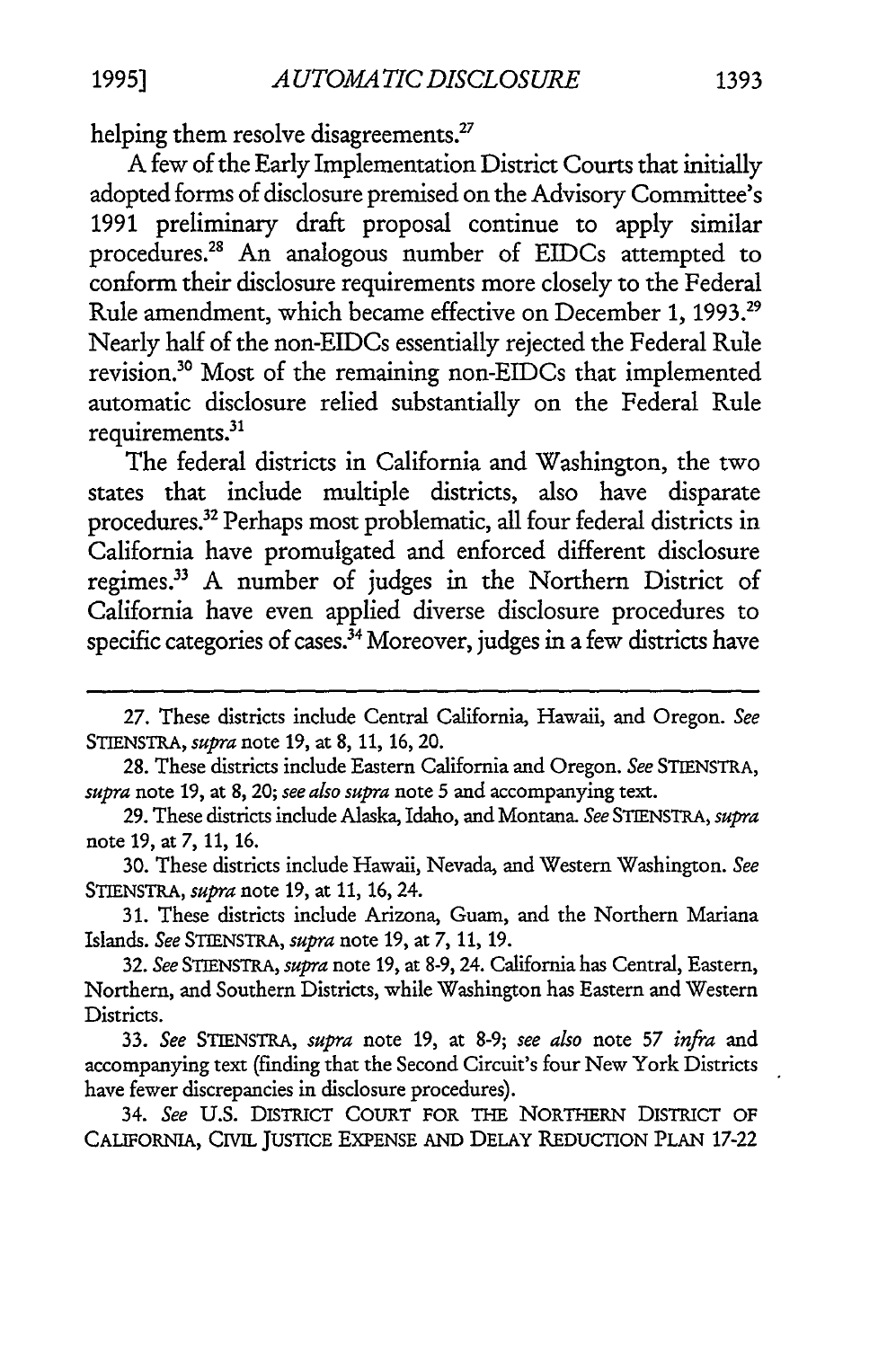helping them resolve disagreements.[27]

A few of the Early Implementation District Courts that initially adopted forms of disclosure premised on the Advisory Committee's 1991 preliminary draft proposal continue to apply similar procedures.[28] An analogous number of EIDCs attempted to conform their disclosure requirements more closely to the Federal Rule amendment, which became effective on December 1, 1993.[29] Nearly half of the non-EIDCs essentially rejected the Federal Rule revision.[30] Most of the remaining non-EIDCs that implemented automatic disclosure relied substantially on the Federal Rule requirements.[31]

The federal districts in California and Washington, the two states that include multiple districts, also have disparate procedures.[32] Perhaps most problematic, all four federal districts in California have promulgated and enforced different disclosure regimes.[33] A number of judges in the Northern District of California have even applied diverse disclosure procedures to specific categories of cases.[34] Moreover, judges in a few districts have

---

27. These districts include Central California, Hawaii, and Oregon. *See* STIENSTRA, *supra* note 19, at 8, 11, 16, 20.

28. These districts include Eastern California and Oregon. *See* STIENSTRA, *supra* note 19, at 8, 20; *see also supra* note 5 and accompanying text.

29. These districts include Alaska, Idaho, and Montana. *See* STIENSTRA, *supra* note 19, at 7, 11, 16.

30. These districts include Hawaii, Nevada, and Western Washington. *See* STIENSTRA, *supra* note 19, at 11, 16, 24.

31. These districts include Arizona, Guam, and the Northern Mariana Islands. *See* STIENSTRA, *supra* note 19, at 7, 11, 19.

32. *See* STIENSTRA, *supra* note 19, at 8-9, 24. California has Central, Eastern, Northern, and Southern Districts, while Washington has Eastern and Western Districts.

33. *See* STIENSTRA, *supra* note 19, at 8-9; *see also* note 57 *infra* and accompanying text (finding that the Second Circuit's four New York Districts have fewer discrepancies in disclosure procedures).

34. *See* U.S. DISTRICT COURT FOR THE NORTHERN DISTRICT OF CALIFORNIA, CIVIL JUSTICE EXPENSE AND DELAY REDUCTION PLAN 17-22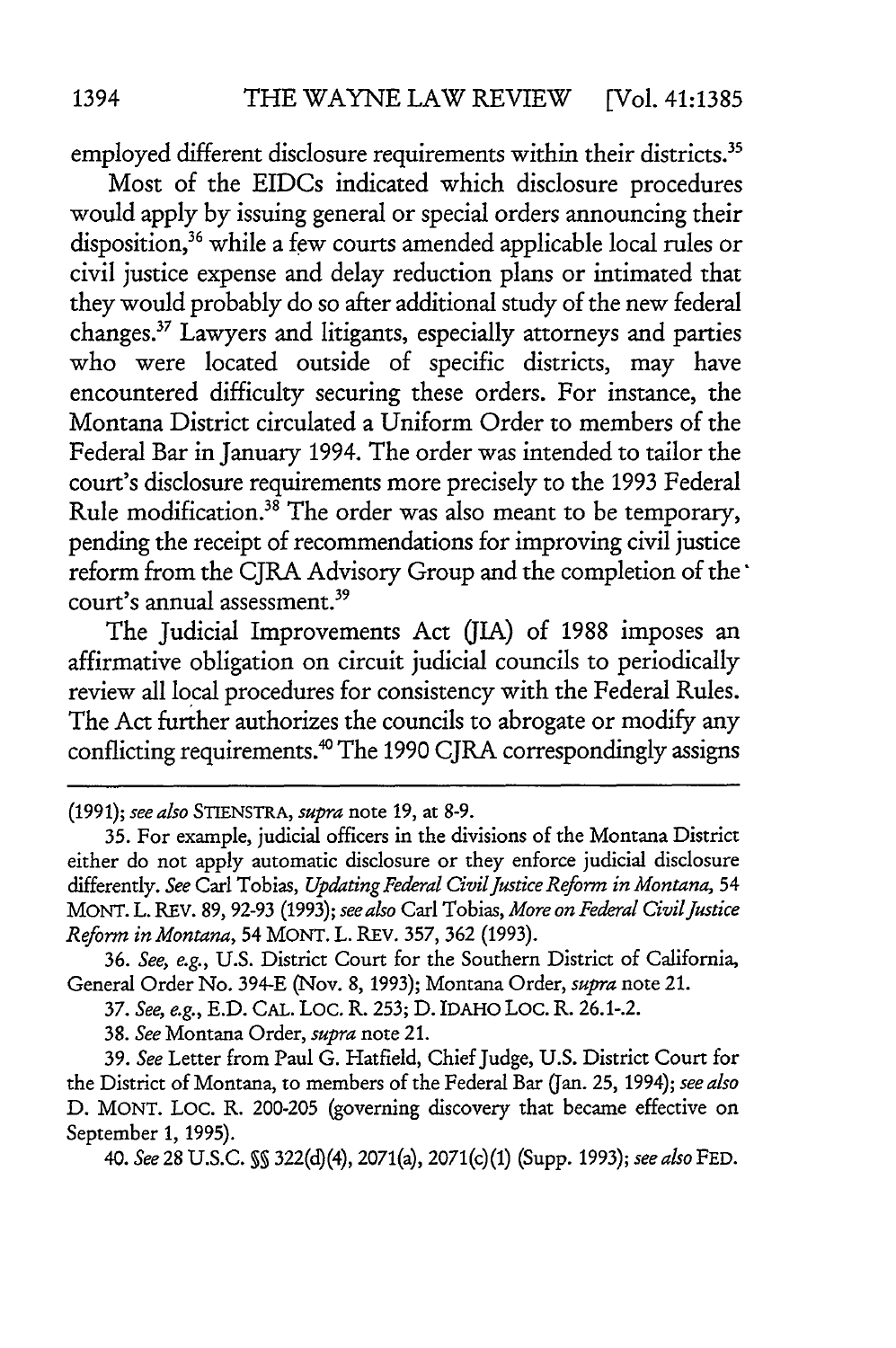employed different disclosure requirements within their districts.[35]

Most of the EIDCs indicated which disclosure procedures would apply by issuing general or special orders announcing their disposition,[36] while a few courts amended applicable local rules or civil justice expense and delay reduction plans or intimated that they would probably do so after additional study of the new federal changes.[37] Lawyers and litigants, especially attorneys and parties who were located outside of specific districts, may have encountered difficulty securing these orders. For instance, the Montana District circulated a Uniform Order to members of the Federal Bar in January 1994. The order was intended to tailor the court's disclosure requirements more precisely to the 1993 Federal Rule modification.[38] The order was also meant to be temporary, pending the receipt of recommendations for improving civil justice reform from the CJRA Advisory Group and the completion of the court's annual assessment.[39]

The Judicial Improvements Act (JIA) of 1988 imposes an affirmative obligation on circuit judicial councils to periodically review all local procedures for consistency with the Federal Rules. The Act further authorizes the councils to abrogate or modify any conflicting requirements.[40] The 1990 CJRA correspondingly assigns

---

(1991); *see also* STIENSTRA, *supra* note 19, at 8-9.

35. For example, judicial officers in the divisions of the Montana District either do not apply automatic disclosure or they enforce judicial disclosure differently. *See* Carl Tobias, *Updating Federal Civil Justice Reform in Montana*, 54 MONT. L. REV. 89, 92-93 (1993); *see also* Carl Tobias, *More on Federal Civil Justice Reform in Montana*, 54 MONT. L. REV. 357, 362 (1993).

36. *See, e.g.*, U.S. District Court for the Southern District of California, General Order No. 394-E (Nov. 8, 1993); Montana Order, *supra* note 21.

37. *See, e.g.*, E.D. CAL. LOC. R. 253; D. IDAHO LOC. R. 26.1-.2.

38. *See* Montana Order, *supra* note 21.

39. *See* Letter from Paul G. Hatfield, Chief Judge, U.S. District Court for the District of Montana, to members of the Federal Bar (Jan. 25, 1994); *see also* D. MONT. LOC. R. 200-205 (governing discovery that became effective on September 1, 1995).

40. *See* 28 U.S.C. §§ 322(d)(4), 2071(a), 2071(c)(1) (Supp. 1993); *see also* FED.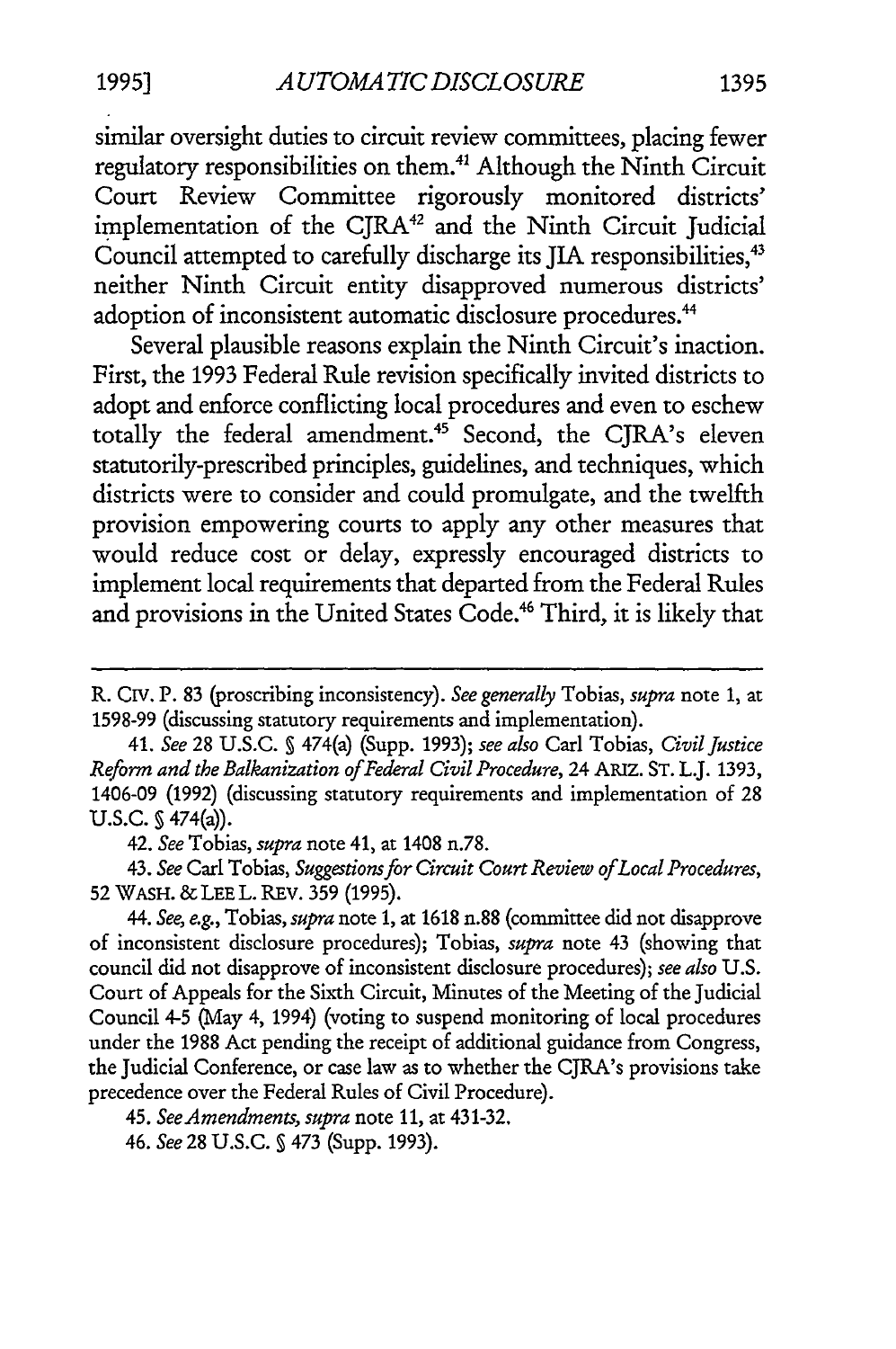similar oversight duties to circuit review committees, placing fewer regulatory responsibilities on them.[41] Although the Ninth Circuit Court Review Committee rigorously monitored districts' implementation of the CJRA[42] and the Ninth Circuit Judicial Council attempted to carefully discharge its JIA responsibilities,[43] neither Ninth Circuit entity disapproved numerous districts' adoption of inconsistent automatic disclosure procedures.[44]

Several plausible reasons explain the Ninth Circuit's inaction. First, the 1993 Federal Rule revision specifically invited districts to adopt and enforce conflicting local procedures and even to eschew totally the federal amendment.[45] Second, the CJRA's eleven statutorily-prescribed principles, guidelines, and techniques, which districts were to consider and could promulgate, and the twelfth provision empowering courts to apply any other measures that would reduce cost or delay, expressly encouraged districts to implement local requirements that departed from the Federal Rules and provisions in the United States Code.[46] Third, it is likely that

---

R. CIV. P. 83 (proscribing inconsistency). *See generally* Tobias, *supra* note 1, at 1598-99 (discussing statutory requirements and implementation).

41. *See* 28 U.S.C. § 474(a) (Supp. 1993); *see also* Carl Tobias, *Civil Justice Reform and the Balkanization of Federal Civil Procedure*, 24 ARIZ. ST. L.J. 1393, 1406-09 (1992) (discussing statutory requirements and implementation of 28 U.S.C. § 474(a)).

42. *See* Tobias, *supra* note 41, at 1408 n.78.

43. *See* Carl Tobias, *Suggestions for Circuit Court Review of Local Procedures*, 52 WASH. & LEE L. REV. 359 (1995).

44. *See, e.g.*, Tobias, *supra* note 1, at 1618 n.88 (committee did not disapprove of inconsistent disclosure procedures); Tobias, *supra* note 43 (showing that council did not disapprove of inconsistent disclosure procedures); *see also* U.S. Court of Appeals for the Sixth Circuit, Minutes of the Meeting of the Judicial Council 4-5 (May 4, 1994) (voting to suspend monitoring of local procedures under the 1988 Act pending the receipt of additional guidance from Congress, the Judicial Conference, or case law as to whether the CJRA's provisions take precedence over the Federal Rules of Civil Procedure).

45. *See Amendments*, *supra* note 11, at 431-32.

46. *See* 28 U.S.C. § 473 (Supp. 1993).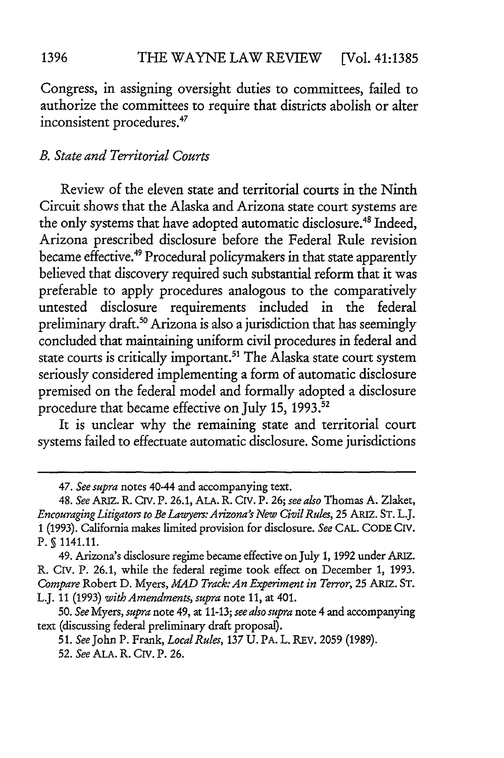Congress, in assigning oversight duties to committees, failed to authorize the committees to require that districts abolish or alter inconsistent procedures.[47]

### *B. State and Territorial Courts*

Review of the eleven state and territorial courts in the Ninth Circuit shows that the Alaska and Arizona state court systems are the only systems that have adopted automatic disclosure.[48] Indeed, Arizona prescribed disclosure before the Federal Rule revision became effective.[49] Procedural policymakers in that state apparently believed that discovery required such substantial reform that it was preferable to apply procedures analogous to the comparatively untested disclosure requirements included in the federal preliminary draft.[50] Arizona is also a jurisdiction that has seemingly concluded that maintaining uniform civil procedures in federal and state courts is critically important.[51] The Alaska state court system seriously considered implementing a form of automatic disclosure premised on the federal model and formally adopted a disclosure procedure that became effective on July 15, 1993.[52]

It is unclear why the remaining state and territorial court systems failed to effectuate automatic disclosure. Some jurisdictions

---

47. *See supra* notes 40-44 and accompanying text.

48. *See* ARIZ. R. CIV. P. 26.1, ALA. R. CIV. P. 26; *see also* Thomas A. Zlaket, *Encouraging Litigators to Be Lawyers: Arizona's New Civil Rules*, 25 ARIZ. ST. L.J. 1 (1993). California makes limited provision for disclosure. *See* CAL. CODE CIV. P. § 1141.11.

49. Arizona's disclosure regime became effective on July 1, 1992 under ARIZ. R. CIV. P. 26.1, while the federal regime took effect on December 1, 1993. *Compare* Robert D. Myers, *MAD Track: An Experiment in Terror*, 25 ARIZ. ST. L.J. 11 (1993) *with Amendments*, *supra* note 11, at 401.

50. *See* Myers, *supra* note 49, at 11-13; *see also supra* note 4 and accompanying text (discussing federal preliminary draft proposal).

51. *See* John P. Frank, *Local Rules*, 137 U. PA. L. REV. 2059 (1989).

52. *See* ALA. R. CIV. P. 26.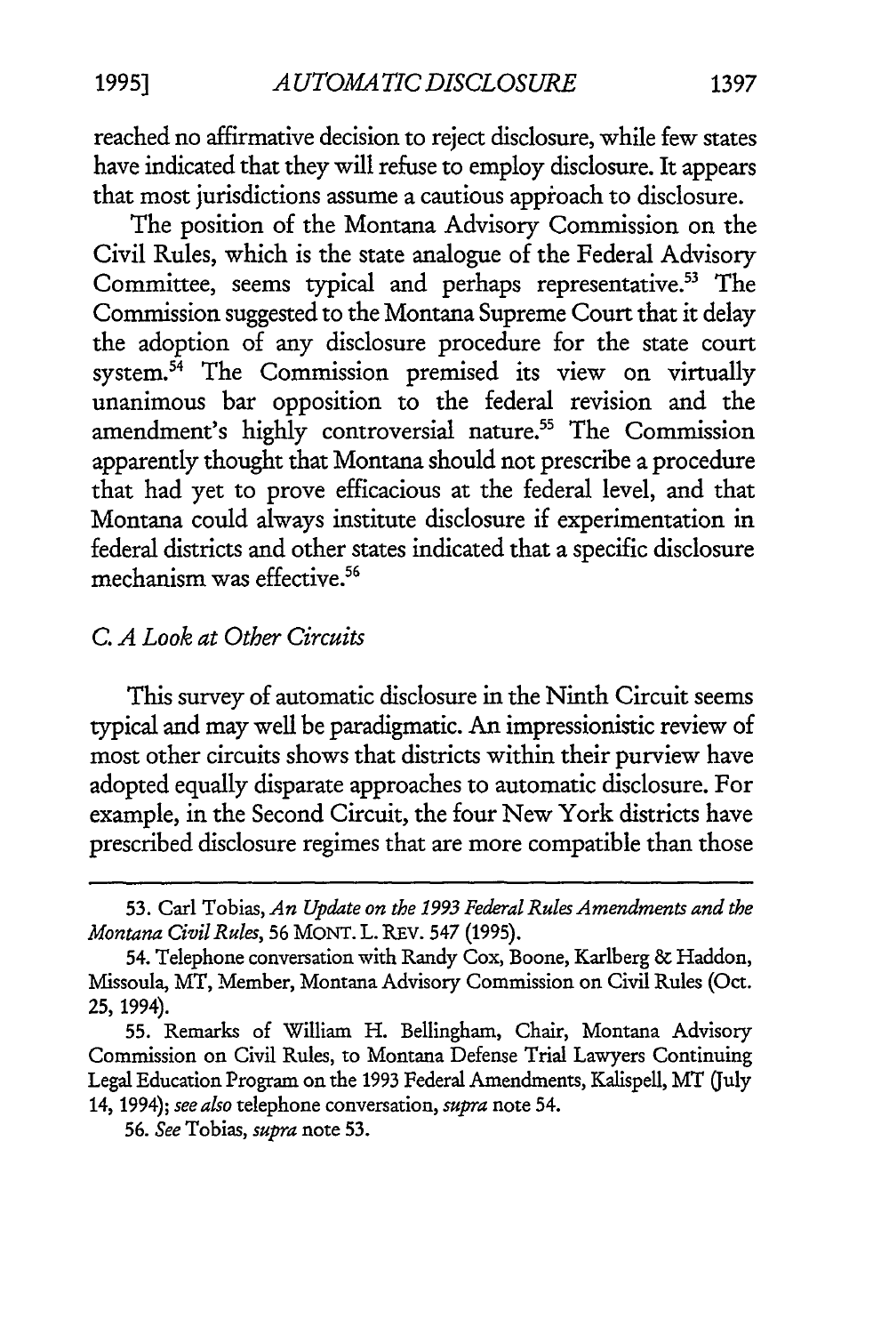reached no affirmative decision to reject disclosure, while few states have indicated that they will refuse to employ disclosure. It appears that most jurisdictions assume a cautious approach to disclosure.

The position of the Montana Advisory Commission on the Civil Rules, which is the state analogue of the Federal Advisory Committee, seems typical and perhaps representative.[53] The Commission suggested to the Montana Supreme Court that it delay the adoption of any disclosure procedure for the state court system.[54] The Commission premised its view on virtually unanimous bar opposition to the federal revision and the amendment's highly controversial nature.[55] The Commission apparently thought that Montana should not prescribe a procedure that had yet to prove efficacious at the federal level, and that Montana could always institute disclosure if experimentation in federal districts and other states indicated that a specific disclosure mechanism was effective.[56]

### *C. A Look at Other Circuits*

This survey of automatic disclosure in the Ninth Circuit seems typical and may well be paradigmatic. An impressionistic review of most other circuits shows that districts within their purview have adopted equally disparate approaches to automatic disclosure. For example, in the Second Circuit, the four New York districts have prescribed disclosure regimes that are more compatible than those

---

53. Carl Tobias, *An Update on the 1993 Federal Rules Amendments and the Montana Civil Rules*, 56 MONT. L. REV. 547 (1995).

54. Telephone conversation with Randy Cox, Boone, Karlberg & Haddon, Missoula, MT, Member, Montana Advisory Commission on Civil Rules (Oct. 25, 1994).

55. Remarks of William H. Bellingham, Chair, Montana Advisory Commission on Civil Rules, to Montana Defense Trial Lawyers Continuing Legal Education Program on the 1993 Federal Amendments, Kalispell, MT (July 14, 1994); *see also* telephone conversation, *supra* note 54.

56. *See* Tobias, *supra* note 53.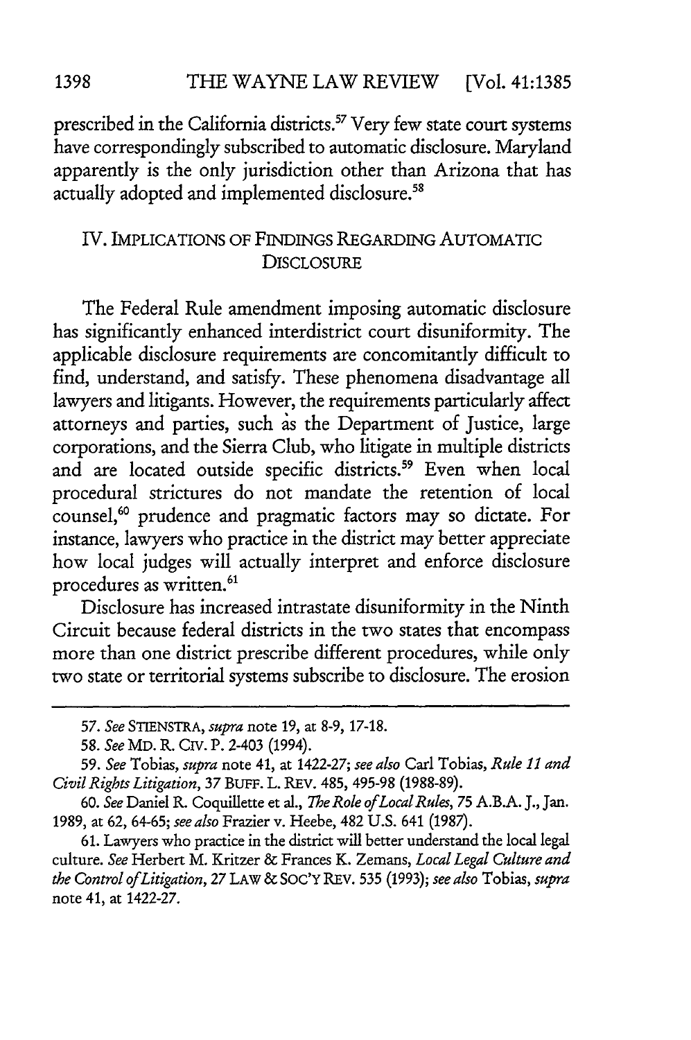prescribed in the California districts.[57] Very few state court systems have correspondingly subscribed to automatic disclosure. Maryland apparently is the only jurisdiction other than Arizona that has actually adopted and implemented disclosure.[58]

## IV. IMPLICATIONS OF FINDINGS REGARDING AUTOMATIC DISCLOSURE

The Federal Rule amendment imposing automatic disclosure has significantly enhanced interdistrict court disuniformity. The applicable disclosure requirements are concomitantly difficult to find, understand, and satisfy. These phenomena disadvantage all lawyers and litigants. However, the requirements particularly affect attorneys and parties, such as the Department of Justice, large corporations, and the Sierra Club, who litigate in multiple districts and are located outside specific districts.[59] Even when local procedural strictures do not mandate the retention of local counsel,[60] prudence and pragmatic factors may so dictate. For instance, lawyers who practice in the district may better appreciate how local judges will actually interpret and enforce disclosure procedures as written.[61]

Disclosure has increased intrastate disuniformity in the Ninth Circuit because federal districts in the two states that encompass more than one district prescribe different procedures, while only two state or territorial systems subscribe to disclosure. The erosion

---

57. *See* STIENSTRA, *supra* note 19, at 8-9, 17-18.

58. *See* MD. R. CIV. P. 2-403 (1994).

59. *See* Tobias, *supra* note 41, at 1422-27; *see also* Carl Tobias, *Rule 11 and Civil Rights Litigation*, 37 BUFF. L. REV. 485, 495-98 (1988-89).

60. *See* Daniel R. Coquillette et al., *The Role of Local Rules*, 75 A.B.A. J., Jan. 1989, at 62, 64-65; *see also* Frazier v. Heebe, 482 U.S. 641 (1987).

61. Lawyers who practice in the district will better understand the local legal culture. *See* Herbert M. Kritzer & Frances K. Zemans, *Local Legal Culture and the Control of Litigation*, 27 LAW & SOC'Y REV. 535 (1993); *see also* Tobias, *supra* note 41, at 1422-27.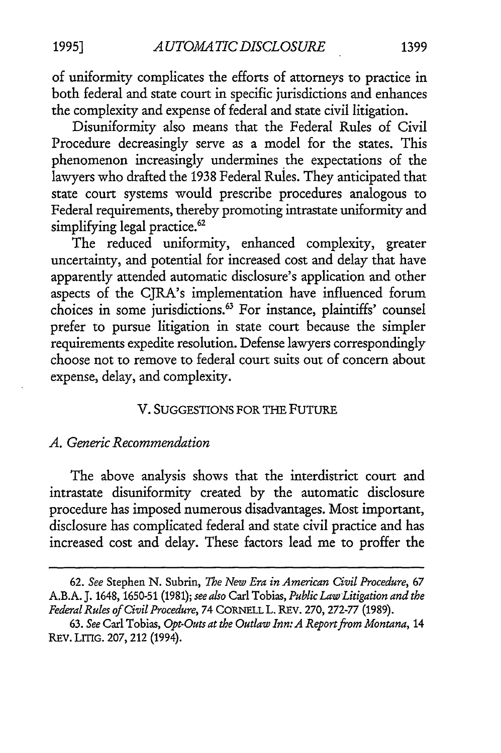of uniformity complicates the efforts of attorneys to practice in both federal and state court in specific jurisdictions and enhances the complexity and expense of federal and state civil litigation.

Disuniformity also means that the Federal Rules of Civil Procedure decreasingly serve as a model for the states. This phenomenon increasingly undermines the expectations of the lawyers who drafted the 1938 Federal Rules. They anticipated that state court systems would prescribe procedures analogous to Federal requirements, thereby promoting intrastate uniformity and simplifying legal practice.[62]

The reduced uniformity, enhanced complexity, greater uncertainty, and potential for increased cost and delay that have apparently attended automatic disclosure's application and other aspects of the CJRA's implementation have influenced forum choices in some jurisdictions.[63] For instance, plaintiffs' counsel prefer to pursue litigation in state court because the simpler requirements expedite resolution. Defense lawyers correspondingly choose not to remove to federal court suits out of concern about expense, delay, and complexity.

## V. SUGGESTIONS FOR THE FUTURE

### *A. Generic Recommendation*

The above analysis shows that the interdistrict court and intrastate disuniformity created by the automatic disclosure procedure has imposed numerous disadvantages. Most important, disclosure has complicated federal and state civil practice and has increased cost and delay. These factors lead me to proffer the

---

62. *See* Stephen N. Subrin, *The New Era in American Civil Procedure*, 67 A.B.A. J. 1648, 1650-51 (1981); *see also* Carl Tobias, *Public Law Litigation and the Federal Rules of Civil Procedure*, 74 CORNELL L. REV. 270, 272-77 (1989).

63. *See* Carl Tobias, *Opt-Outs at the Outlaw Inn: A Report from Montana*, 14 REV. LITIG. 207, 212 (1994).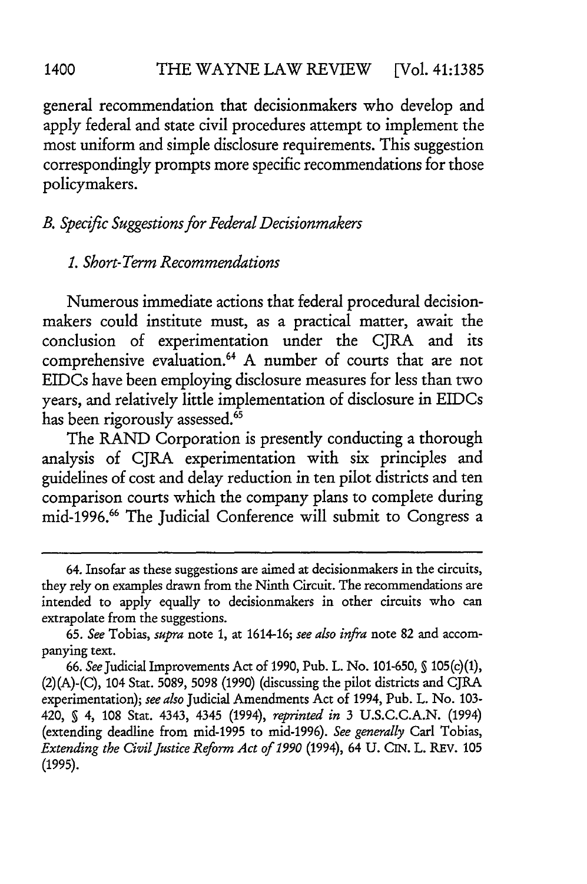general recommendation that decisionmakers who develop and apply federal and state civil procedures attempt to implement the most uniform and simple disclosure requirements. This suggestion correspondingly prompts more specific recommendations for those policymakers.

### *B. Specific Suggestions for Federal Decisionmakers*

#### *1. Short-Term Recommendations*

Numerous immediate actions that federal procedural decisionmakers could institute must, as a practical matter, await the conclusion of experimentation under the CJRA and its comprehensive evaluation.[64] A number of courts that are not EIDCs have been employing disclosure measures for less than two years, and relatively little implementation of disclosure in EIDCs has been rigorously assessed.[65]

The RAND Corporation is presently conducting a thorough analysis of CJRA experimentation with six principles and guidelines of cost and delay reduction in ten pilot districts and ten comparison courts which the company plans to complete during mid-1996.[66] The Judicial Conference will submit to Congress a

---

64. Insofar as these suggestions are aimed at decisionmakers in the circuits, they rely on examples drawn from the Ninth Circuit. The recommendations are intended to apply equally to decisionmakers in other circuits who can extrapolate from the suggestions.

65. *See* Tobias, *supra* note 1, at 1614-16; *see also infra* note 82 and accompanying text.

66. *See* Judicial Improvements Act of 1990, Pub. L. No. 101-650, § 105(c)(1), (2)(A)-(C), 104 Stat. 5089, 5098 (1990) (discussing the pilot districts and CJRA experimentation); *see also* Judicial Amendments Act of 1994, Pub. L. No. 103-420, § 4, 108 Stat. 4343, 4345 (1994), *reprinted in* 3 U.S.C.C.A.N. (1994) (extending deadline from mid-1995 to mid-1996). *See generally* Carl Tobias, *Extending the Civil Justice Reform Act of 1990* (1994), 64 U. CIN. L. REV. 105 (1995).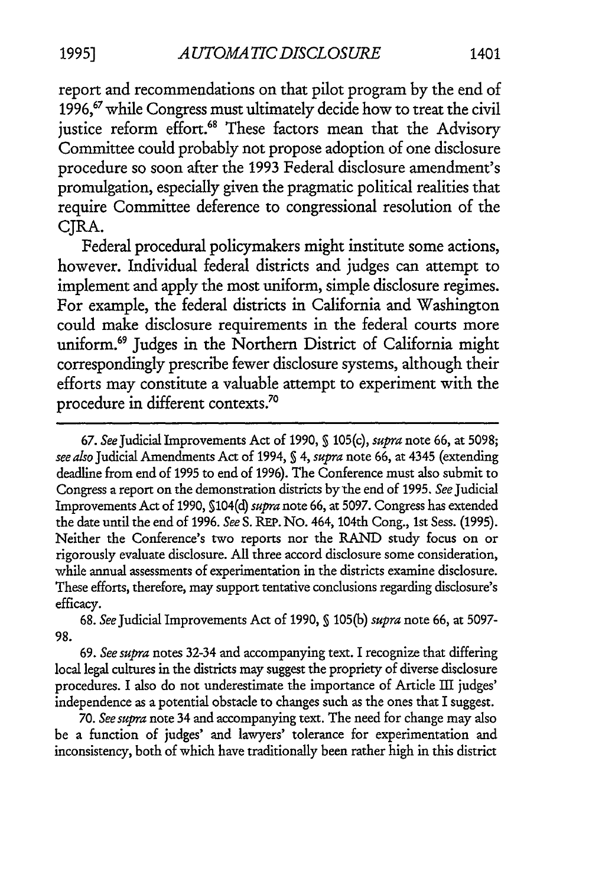report and recommendations on that pilot program by the end of 1996,[67] while Congress must ultimately decide how to treat the civil justice reform effort.[68] These factors mean that the Advisory Committee could probably not propose adoption of one disclosure procedure so soon after the 1993 Federal disclosure amendment's promulgation, especially given the pragmatic political realities that require Committee deference to congressional resolution of the CJRA.

Federal procedural policymakers might institute some actions, however. Individual federal districts and judges can attempt to implement and apply the most uniform, simple disclosure regimes. For example, the federal districts in California and Washington could make disclosure requirements in the federal courts more uniform.[69] Judges in the Northern District of California might correspondingly prescribe fewer disclosure systems, although their efforts may constitute a valuable attempt to experiment with the procedure in different contexts.[70]

---

67. *See* Judicial Improvements Act of 1990, § 105(c), *supra* note 66, at 5098; *see also* Judicial Amendments Act of 1994, § 4, *supra* note 66, at 4345 (extending deadline from end of 1995 to end of 1996). The Conference must also submit to Congress a report on the demonstration districts by the end of 1995. *See* Judicial Improvements Act of 1990, §104(d) *supra* note 66, at 5097. Congress has extended the date until the end of 1996. *See* S. REP. NO. 464, 104th Cong., 1st Sess. (1995). Neither the Conference's two reports nor the RAND study focus on or rigorously evaluate disclosure. All three accord disclosure some consideration, while annual assessments of experimentation in the districts examine disclosure. These efforts, therefore, may support tentative conclusions regarding disclosure's efficacy.

68. *See* Judicial Improvements Act of 1990, § 105(b) *supra* note 66, at 5097-98.

69. *See supra* notes 32-34 and accompanying text. I recognize that differing local legal cultures in the districts may suggest the propriety of diverse disclosure procedures. I also do not underestimate the importance of Article III judges' independence as a potential obstacle to changes such as the ones that I suggest.

70. *See supra* note 34 and accompanying text. The need for change may also be a function of judges' and lawyers' tolerance for experimentation and inconsistency, both of which have traditionally been rather high in this district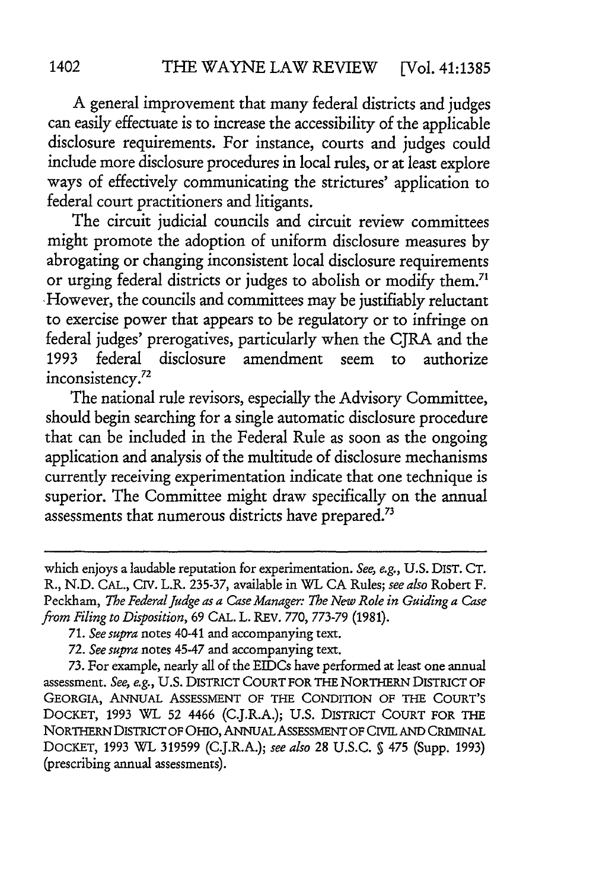A general improvement that many federal districts and judges can easily effectuate is to increase the accessibility of the applicable disclosure requirements. For instance, courts and judges could include more disclosure procedures in local rules, or at least explore ways of effectively communicating the strictures' application to federal court practitioners and litigants.

The circuit judicial councils and circuit review committees might promote the adoption of uniform disclosure measures by abrogating or changing inconsistent local disclosure requirements or urging federal districts or judges to abolish or modify them.[71] However, the councils and committees may be justifiably reluctant to exercise power that appears to be regulatory or to infringe on federal judges' prerogatives, particularly when the CJRA and the 1993 federal disclosure amendment seem to authorize inconsistency.[72]

The national rule revisors, especially the Advisory Committee, should begin searching for a single automatic disclosure procedure that can be included in the Federal Rule as soon as the ongoing application and analysis of the multitude of disclosure mechanisms currently receiving experimentation indicate that one technique is superior. The Committee might draw specifically on the annual assessments that numerous districts have prepared.[73]

---

which enjoys a laudable reputation for experimentation. *See, e.g.*, U.S. DIST. CT. R., N.D. CAL., CIV. L.R. 235-37, available in WL CA Rules; *see also* Robert F. Peckham, *The Federal Judge as a Case Manager: The New Role in Guiding a Case from Filing to Disposition*, 69 CAL. L. REV. 770, 773-79 (1981).

71. *See supra* notes 40-41 and accompanying text.

72. *See supra* notes 45-47 and accompanying text.

73. For example, nearly all of the EIDCs have performed at least one annual assessment. *See, e.g.*, U.S. DISTRICT COURT FOR THE NORTHERN DISTRICT OF GEORGIA, ANNUAL ASSESSMENT OF THE CONDITION OF THE COURT'S DOCKET, 1993 WL 52 4466 (C.J.R.A.); U.S. DISTRICT COURT FOR THE NORTHERN DISTRICT OF OHIO, ANNUAL ASSESSMENT OF CIVIL AND CRIMINAL DOCKET, 1993 WL 319599 (C.J.R.A.); *see also* 28 U.S.C. § 475 (Supp. 1993) (prescribing annual assessments).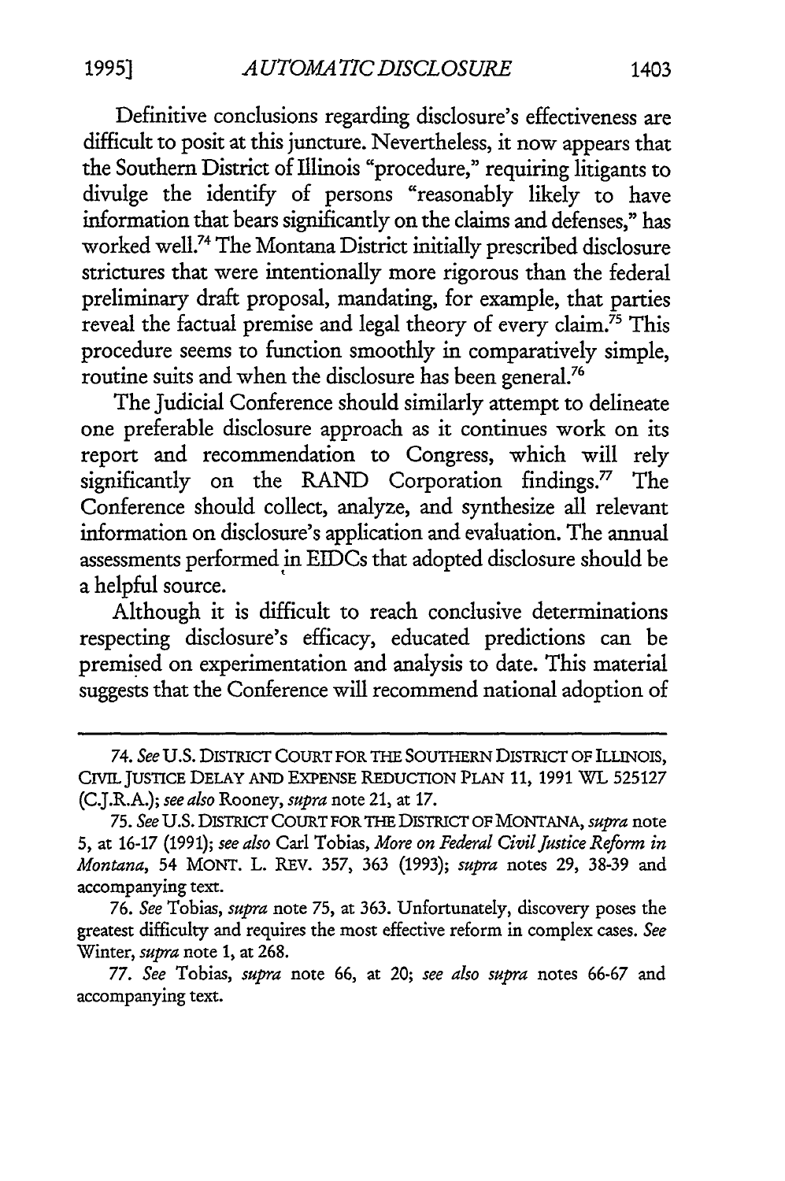Definitive conclusions regarding disclosure's effectiveness are difficult to posit at this juncture. Nevertheless, it now appears that the Southern District of Illinois "procedure," requiring litigants to divulge the identify of persons "reasonably likely to have information that bears significantly on the claims and defenses," has worked well.[74] The Montana District initially prescribed disclosure strictures that were intentionally more rigorous than the federal preliminary draft proposal, mandating, for example, that parties reveal the factual premise and legal theory of every claim.[75] This procedure seems to function smoothly in comparatively simple, routine suits and when the disclosure has been general.[76]

The Judicial Conference should similarly attempt to delineate one preferable disclosure approach as it continues work on its report and recommendation to Congress, which will rely significantly on the RAND Corporation findings.[77] The Conference should collect, analyze, and synthesize all relevant information on disclosure's application and evaluation. The annual assessments performed in EIDCs that adopted disclosure should be a helpful source.

Although it is difficult to reach conclusive determinations respecting disclosure's efficacy, educated predictions can be premised on experimentation and analysis to date. This material suggests that the Conference will recommend national adoption of

---

74. *See* U.S. DISTRICT COURT FOR THE SOUTHERN DISTRICT OF ILLINOIS, CIVIL JUSTICE DELAY AND EXPENSE REDUCTION PLAN 11, 1991 WL 525127 (C.J.R.A.); *see also* Rooney, *supra* note 21, at 17.

75. *See* U.S. DISTRICT COURT FOR THE DISTRICT OF MONTANA, *supra* note 5, at 16-17 (1991); *see also* Carl Tobias, *More on Federal Civil Justice Reform in Montana*, 54 MONT. L. REV. 357, 363 (1993); *supra* notes 29, 38-39 and accompanying text.

76. *See* Tobias, *supra* note 75, at 363. Unfortunately, discovery poses the greatest difficulty and requires the most effective reform in complex cases. *See* Winter, *supra* note 1, at 268.

77. *See* Tobias, *supra* note 66, at 20; *see also supra* notes 66-67 and accompanying text.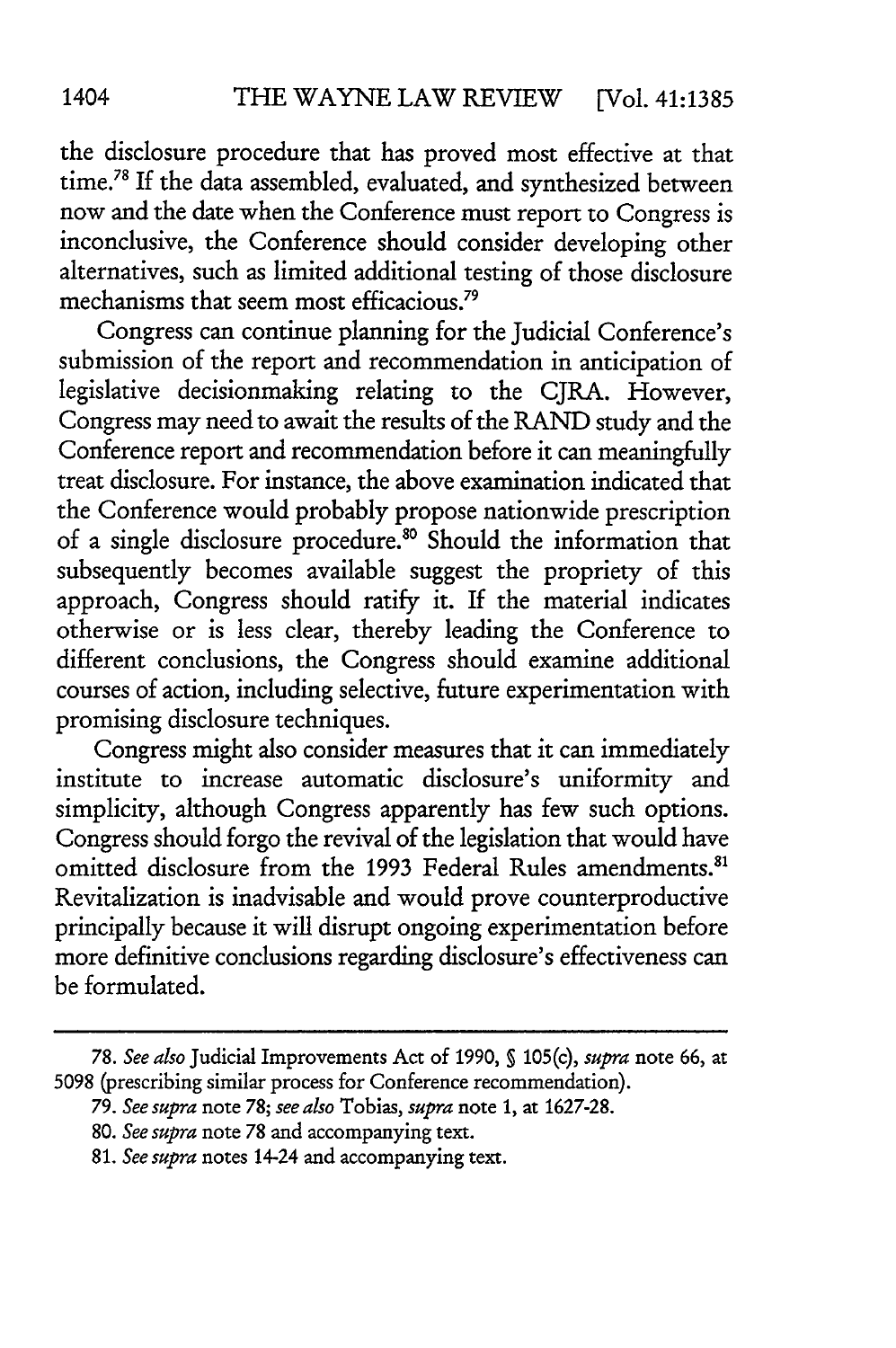the disclosure procedure that has proved most effective at that time.[78] If the data assembled, evaluated, and synthesized between now and the date when the Conference must report to Congress is inconclusive, the Conference should consider developing other alternatives, such as limited additional testing of those disclosure mechanisms that seem most efficacious.[79]

Congress can continue planning for the Judicial Conference's submission of the report and recommendation in anticipation of legislative decisionmaking relating to the CJRA. However, Congress may need to await the results of the RAND study and the Conference report and recommendation before it can meaningfully treat disclosure. For instance, the above examination indicated that the Conference would probably propose nationwide prescription of a single disclosure procedure.[80] Should the information that subsequently becomes available suggest the propriety of this approach, Congress should ratify it. If the material indicates otherwise or is less clear, thereby leading the Conference to different conclusions, the Congress should examine additional courses of action, including selective, future experimentation with promising disclosure techniques.

Congress might also consider measures that it can immediately institute to increase automatic disclosure's uniformity and simplicity, although Congress apparently has few such options. Congress should forgo the revival of the legislation that would have omitted disclosure from the 1993 Federal Rules amendments.[81] Revitalization is inadvisable and would prove counterproductive principally because it will disrupt ongoing experimentation before more definitive conclusions regarding disclosure's effectiveness can be formulated.

---

78. *See also* Judicial Improvements Act of 1990, § 105(c), *supra* note 66, at 5098 (prescribing similar process for Conference recommendation).

79. *See supra* note 78; *see also* Tobias, *supra* note 1, at 1627-28.

80. *See supra* note 78 and accompanying text.

81. *See supra* notes 14-24 and accompanying text.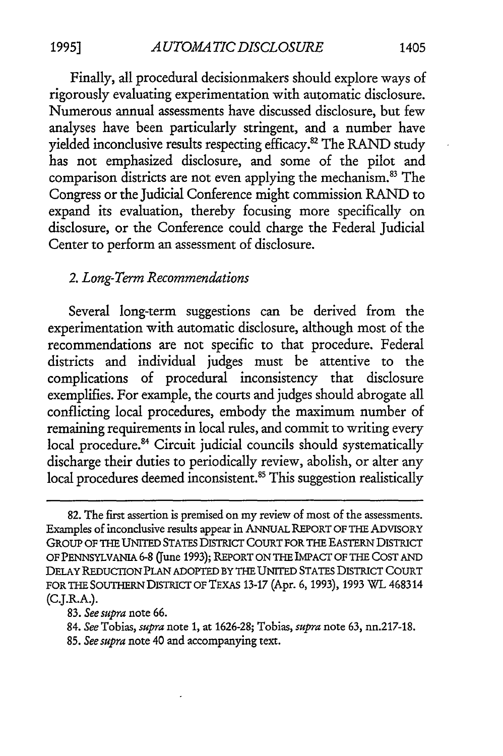Finally, all procedural decisionmakers should explore ways of rigorously evaluating experimentation with automatic disclosure. Numerous annual assessments have discussed disclosure, but few analyses have been particularly stringent, and a number have yielded inconclusive results respecting efficacy.[82] The RAND study has not emphasized disclosure, and some of the pilot and comparison districts are not even applying the mechanism.[83] The Congress or the Judicial Conference might commission RAND to expand its evaluation, thereby focusing more specifically on disclosure, or the Conference could charge the Federal Judicial Center to perform an assessment of disclosure.

### *2. Long-Term Recommendations*

Several long-term suggestions can be derived from the experimentation with automatic disclosure, although most of the recommendations are not specific to that procedure. Federal districts and individual judges must be attentive to the complications of procedural inconsistency that disclosure exemplifies. For example, the courts and judges should abrogate all conflicting local procedures, embody the maximum number of remaining requirements in local rules, and commit to writing every local procedure.[84] Circuit judicial councils should systematically discharge their duties to periodically review, abolish, or alter any local procedures deemed inconsistent.[85] This suggestion realistically

---

82. The first assertion is premised on my review of most of the assessments. Examples of inconclusive results appear in ANNUAL REPORT OF THE ADVISORY GROUP OF THE UNITED STATES DISTRICT COURT FOR THE EASTERN DISTRICT OF PENNSYLVANIA 6-8 (June 1993); REPORT ON THE IMPACT OF THE COST AND DELAY REDUCTION PLAN ADOPTED BY THE UNITED STATES DISTRICT COURT FOR THE SOUTHERN DISTRICT OF TEXAS 13-17 (Apr. 6, 1993), 1993 WL 468314 (C.J.R.A.).

83. *See supra* note 66.

84. *See* Tobias, *supra* note 1, at 1626-28; Tobias, *supra* note 63, nn.217-18.

85. *See supra* note 40 and accompanying text.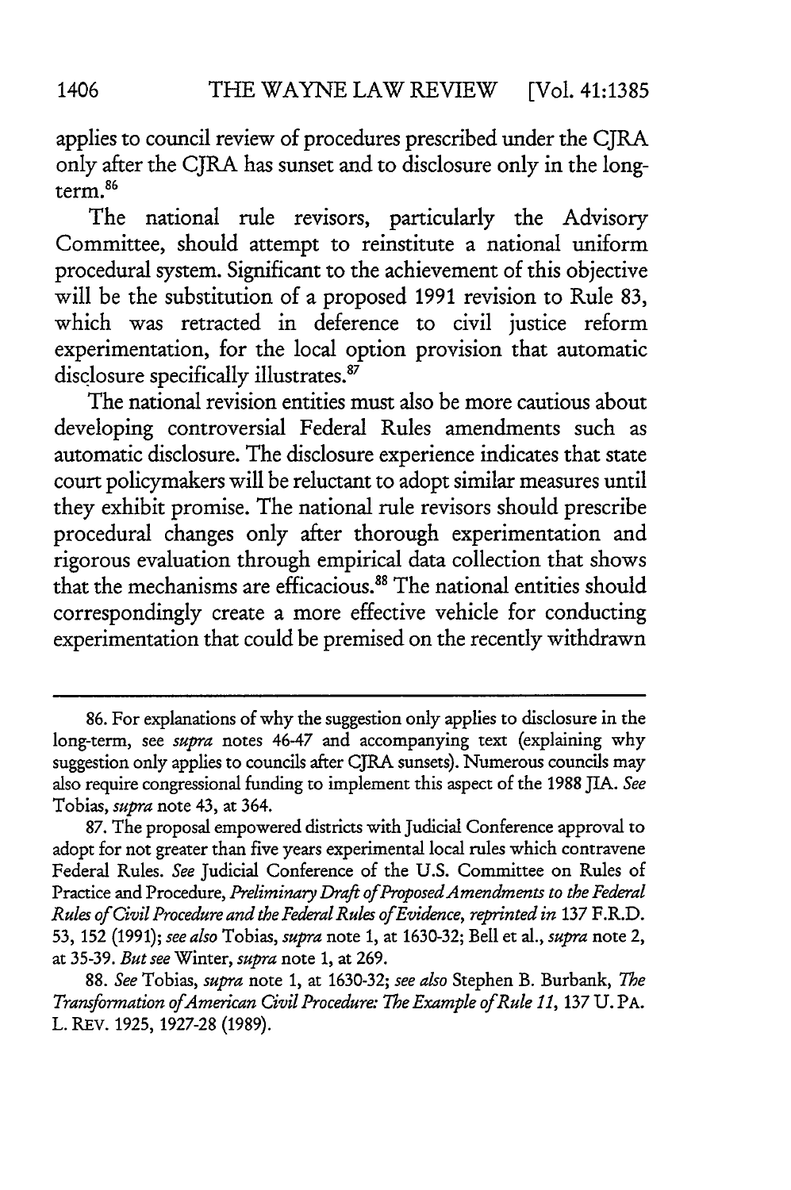applies to council review of procedures prescribed under the CJRA only after the CJRA has sunset and to disclosure only in the long-term.[86]

The national rule revisors, particularly the Advisory Committee, should attempt to reinstitute a national uniform procedural system. Significant to the achievement of this objective will be the substitution of a proposed 1991 revision to Rule 83, which was retracted in deference to civil justice reform experimentation, for the local option provision that automatic disclosure specifically illustrates.[87]

The national revision entities must also be more cautious about developing controversial Federal Rules amendments such as automatic disclosure. The disclosure experience indicates that state court policymakers will be reluctant to adopt similar measures until they exhibit promise. The national rule revisors should prescribe procedural changes only after thorough experimentation and rigorous evaluation through empirical data collection that shows that the mechanisms are efficacious.[88] The national entities should correspondingly create a more effective vehicle for conducting experimentation that could be premised on the recently withdrawn

---

86. For explanations of why the suggestion only applies to disclosure in the long-term, see *supra* notes 46-47 and accompanying text (explaining why suggestion only applies to councils after CJRA sunsets). Numerous councils may also require congressional funding to implement this aspect of the 1988 JIA. *See* Tobias, *supra* note 43, at 364.

87. The proposal empowered districts with Judicial Conference approval to adopt for not greater than five years experimental local rules which contravene Federal Rules. *See* Judicial Conference of the U.S. Committee on Rules of Practice and Procedure, *Preliminary Draft of Proposed Amendments to the Federal Rules of Civil Procedure and the Federal Rules of Evidence*, *reprinted in* 137 F.R.D. 53, 152 (1991); *see also* Tobias, *supra* note 1, at 1630-32; Bell et al., *supra* note 2, at 35-39. *But see* Winter, *supra* note 1, at 269.

88. *See* Tobias, *supra* note 1, at 1630-32; *see also* Stephen B. Burbank, *The Transformation of American Civil Procedure: The Example of Rule 11*, 137 U. PA. L. REV. 1925, 1927-28 (1989).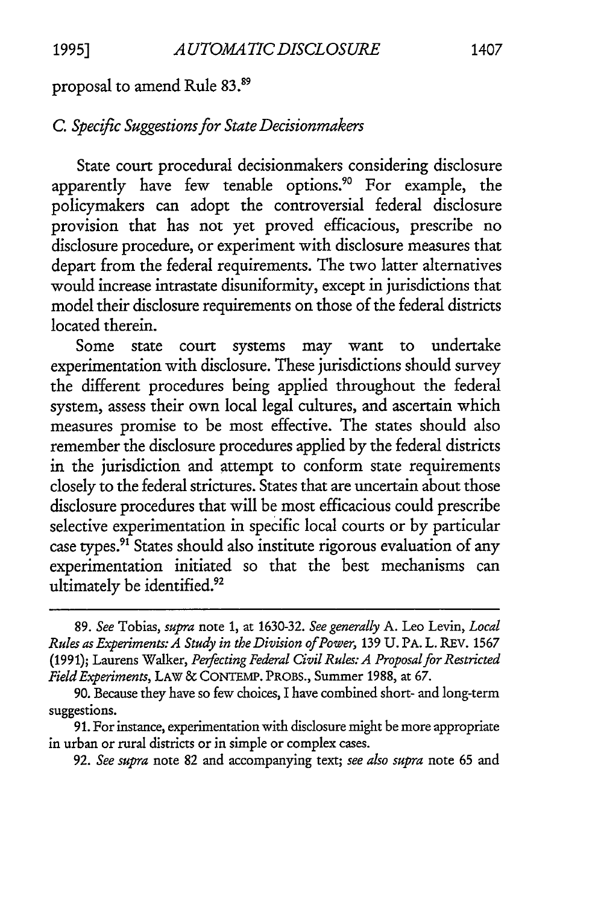proposal to amend Rule 83.[89]

### *C. Specific Suggestions for State Decisionmakers*

State court procedural decisionmakers considering disclosure apparently have few tenable options.[90] For example, the policymakers can adopt the controversial federal disclosure provision that has not yet proved efficacious, prescribe no disclosure procedure, or experiment with disclosure measures that depart from the federal requirements. The two latter alternatives would increase intrastate disuniformity, except in jurisdictions that model their disclosure requirements on those of the federal districts located therein.

Some state court systems may want to undertake experimentation with disclosure. These jurisdictions should survey the different procedures being applied throughout the federal system, assess their own local legal cultures, and ascertain which measures promise to be most effective. The states should also remember the disclosure procedures applied by the federal districts in the jurisdiction and attempt to conform state requirements closely to the federal strictures. States that are uncertain about those disclosure procedures that will be most efficacious could prescribe selective experimentation in specific local courts or by particular case types.[91] States should also institute rigorous evaluation of any experimentation initiated so that the best mechanisms can ultimately be identified.[92]

---

89. *See* Tobias, *supra* note 1, at 1630-32. *See generally* A. Leo Levin, *Local Rules as Experiments: A Study in the Division of Power*, 139 U. PA. L. REV. 1567 (1991); Laurens Walker, *Perfecting Federal Civil Rules: A Proposal for Restricted Field Experiments*, LAW & CONTEMP. PROBS., Summer 1988, at 67.

90. Because they have so few choices, I have combined short- and long-term suggestions.

91. For instance, experimentation with disclosure might be more appropriate in urban or rural districts or in simple or complex cases.

92. *See supra* note 82 and accompanying text; *see also supra* note 65 and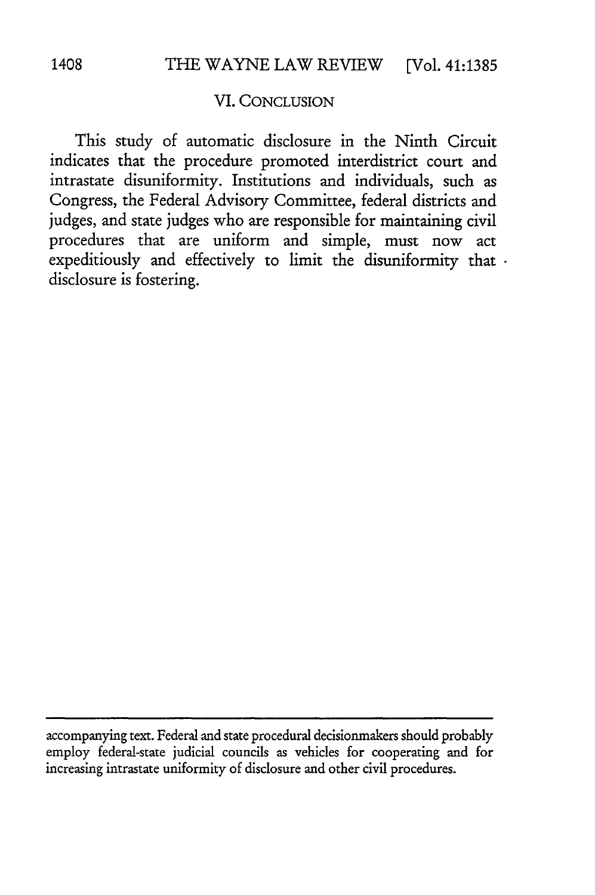## VI. CONCLUSION

This study of automatic disclosure in the Ninth Circuit indicates that the procedure promoted interdistrict court and intrastate disuniformity. Institutions and individuals, such as Congress, the Federal Advisory Committee, federal districts and judges, and state judges who are responsible for maintaining civil procedures that are uniform and simple, must now act expeditiously and effectively to limit the disuniformity that disclosure is fostering.

---

accompanying text. Federal and state procedural decisionmakers should probably employ federal-state judicial councils as vehicles for cooperating and for increasing intrastate uniformity of disclosure and other civil procedures.